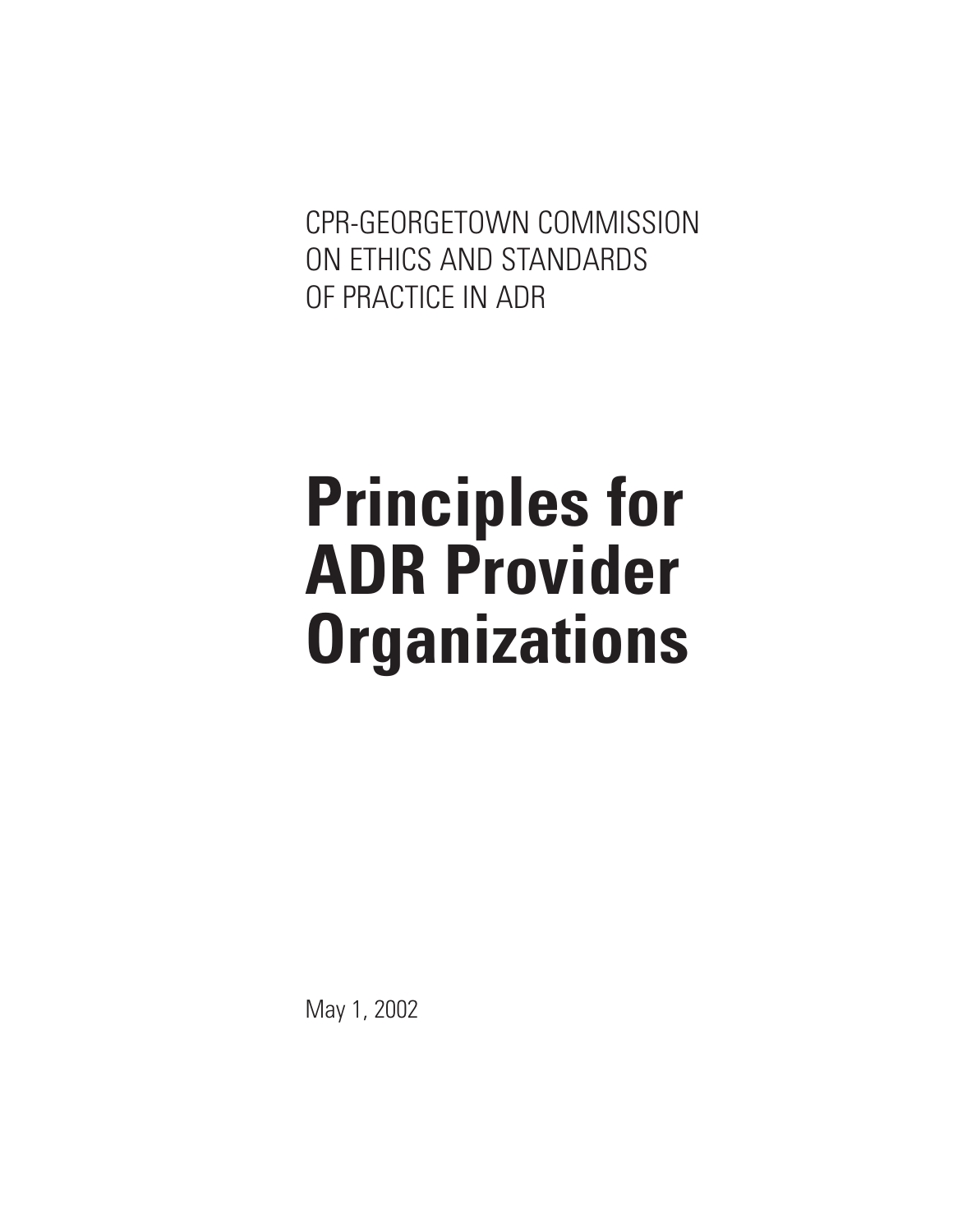CPR-GEORGETOWN COMMISSION
ON ETHICS AND STANDARDS
OF PRACTICE IN ADR

# Principles for ADR Provider Organizations

May 1, 2002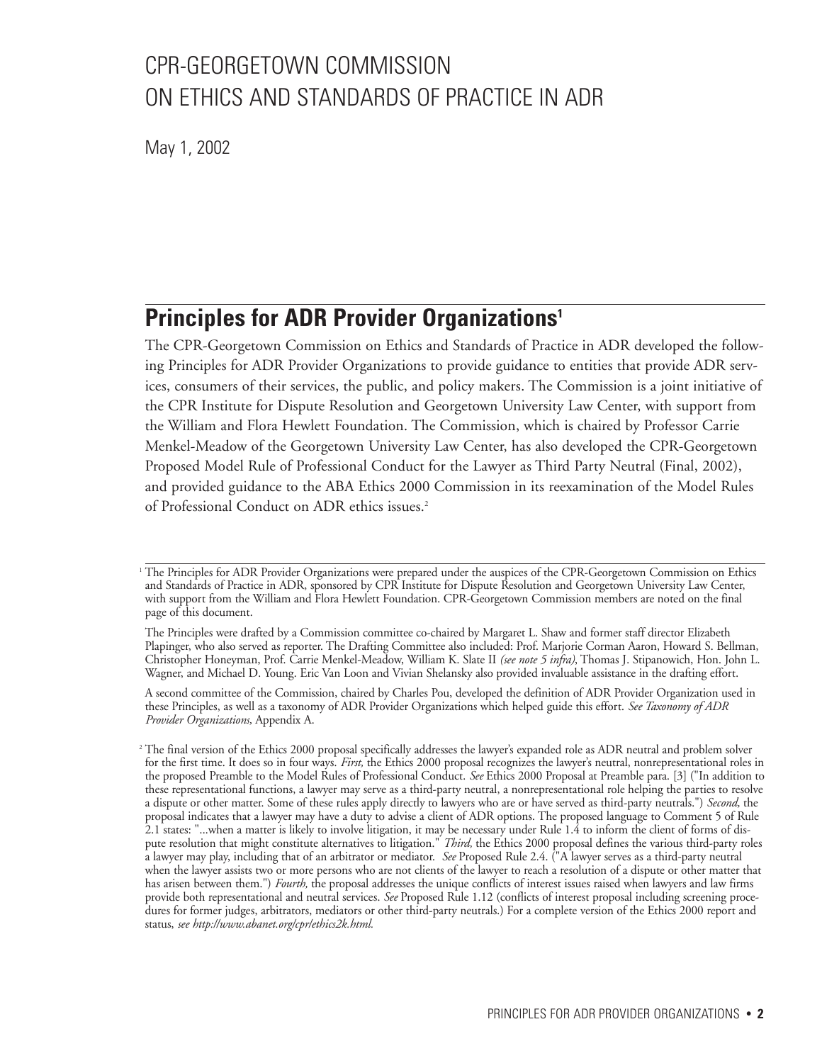# CPR-GEORGETOWN COMMISSION ON ETHICS AND STANDARDS OF PRACTICE IN ADR

May 1, 2002

## Principles for ADR Provider Organizations[1]

The CPR-Georgetown Commission on Ethics and Standards of Practice in ADR developed the following Principles for ADR Provider Organizations to provide guidance to entities that provide ADR services, consumers of their services, the public, and policy makers. The Commission is a joint initiative of the CPR Institute for Dispute Resolution and Georgetown University Law Center, with support from the William and Flora Hewlett Foundation. The Commission, which is chaired by Professor Carrie Menkel-Meadow of the Georgetown University Law Center, has also developed the CPR-Georgetown Proposed Model Rule of Professional Conduct for the Lawyer as Third Party Neutral (Final, 2002), and provided guidance to the ABA Ethics 2000 Commission in its reexamination of the Model Rules of Professional Conduct on ADR ethics issues.[2]

---

[1] The Principles for ADR Provider Organizations were prepared under the auspices of the CPR-Georgetown Commission on Ethics and Standards of Practice in ADR, sponsored by CPR Institute for Dispute Resolution and Georgetown University Law Center, with support from the William and Flora Hewlett Foundation. CPR-Georgetown Commission members are noted on the final page of this document.

The Principles were drafted by a Commission committee co-chaired by Margaret L. Shaw and former staff director Elizabeth Plapinger, who also served as reporter. The Drafting Committee also included: Prof. Marjorie Corman Aaron, Howard S. Bellman, Christopher Honeyman, Prof. Carrie Menkel-Meadow, William K. Slate II *(see note 5 infra)*, Thomas J. Stipanowich, Hon. John L. Wagner, and Michael D. Young. Eric Van Loon and Vivian Shelansky also provided invaluable assistance in the drafting effort.

A second committee of the Commission, chaired by Charles Pou, developed the definition of ADR Provider Organization used in these Principles, as well as a taxonomy of ADR Provider Organizations which helped guide this effort. *See Taxonomy of ADR Provider Organizations,* Appendix A.

[2] The final version of the Ethics 2000 proposal specifically addresses the lawyer's expanded role as ADR neutral and problem solver for the first time. It does so in four ways. *First,* the Ethics 2000 proposal recognizes the lawyer's neutral, nonrepresentational roles in the proposed Preamble to the Model Rules of Professional Conduct. *See* Ethics 2000 Proposal at Preamble para. [3] ("In addition to these representational functions, a lawyer may serve as a third-party neutral, a nonrepresentational role helping the parties to resolve a dispute or other matter. Some of these rules apply directly to lawyers who are or have served as third-party neutrals.") *Second,* the proposal indicates that a lawyer may have a duty to advise a client of ADR options. The proposed language to Comment 5 of Rule 2.1 states: "...when a matter is likely to involve litigation, it may be necessary under Rule 1.4 to inform the client of forms of dispute resolution that might constitute alternatives to litigation." *Third,* the Ethics 2000 proposal defines the various third-party roles a lawyer may play, including that of an arbitrator or mediator. *See* Proposed Rule 2.4. ("A lawyer serves as a third-party neutral when the lawyer assists two or more persons who are not clients of the lawyer to reach a resolution of a dispute or other matter that has arisen between them.") *Fourth,* the proposal addresses the unique conflicts of interest issues raised when lawyers and law firms provide both representational and neutral services. *See* Proposed Rule 1.12 (conflicts of interest proposal including screening procedures for former judges, arbitrators, mediators or other third-party neutrals.) For a complete version of the Ethics 2000 report and status, *see http://www.abanet.org/cpr/ethics2k.html.*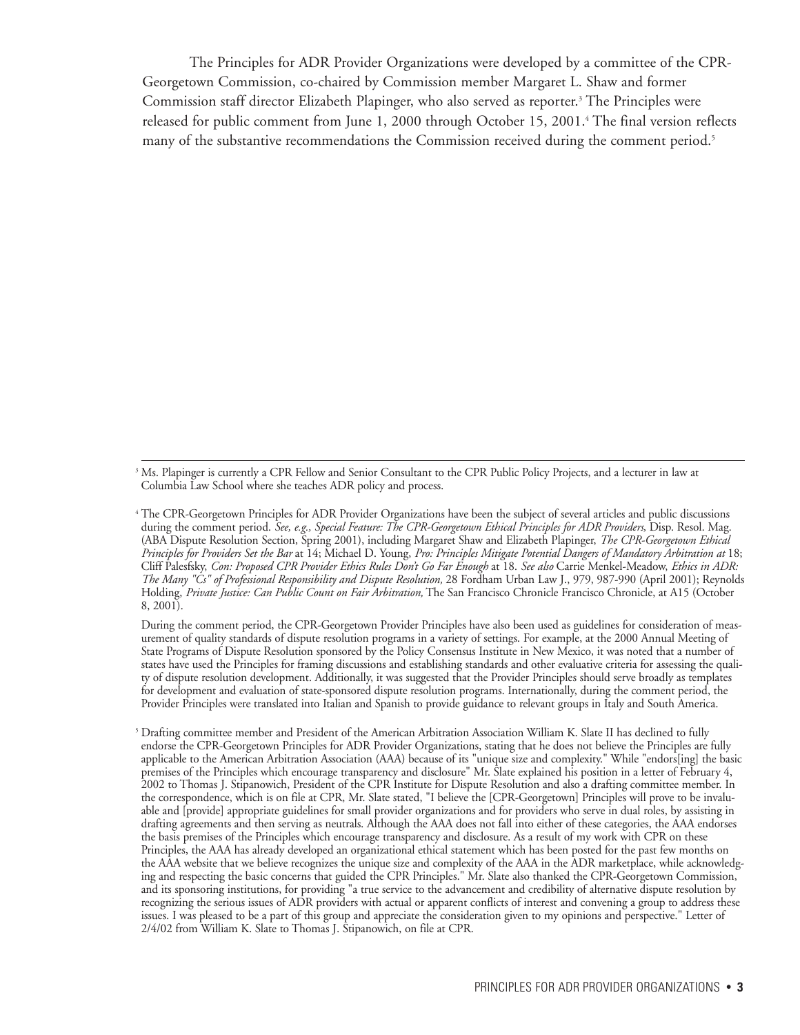The Principles for ADR Provider Organizations were developed by a committee of the CPR-Georgetown Commission, co-chaired by Commission member Margaret L. Shaw and former Commission staff director Elizabeth Plapinger, who also served as reporter.[3] The Principles were released for public comment from June 1, 2000 through October 15, 2001.[4] The final version reflects many of the substantive recommendations the Commission received during the comment period.[5]

---

[3] Ms. Plapinger is currently a CPR Fellow and Senior Consultant to the CPR Public Policy Projects, and a lecturer in law at Columbia Law School where she teaches ADR policy and process.

[4] The CPR-Georgetown Principles for ADR Provider Organizations have been the subject of several articles and public discussions during the comment period. *See, e.g., Special Feature: The CPR-Georgetown Ethical Principles for ADR Providers,* Disp. Resol. Mag. (ABA Dispute Resolution Section, Spring 2001), including Margaret Shaw and Elizabeth Plapinger, *The CPR-Georgetown Ethical Principles for Providers Set the Bar* at 14; Michael D. Young, *Pro: Principles Mitigate Potential Dangers of Mandatory Arbitration at* 18; Cliff Palesfsky, *Con: Proposed CPR Provider Ethics Rules Don't Go Far Enough* at 18. *See also* Carrie Menkel-Meadow, *Ethics in ADR: The Many "Cs" of Professional Responsibility and Dispute Resolution,* 28 Fordham Urban Law J., 979, 987-990 (April 2001); Reynolds Holding, *Private Justice: Can Public Count on Fair Arbitration,* The San Francisco Chronicle Francisco Chronicle, at A15 (October 8, 2001).

During the comment period, the CPR-Georgetown Provider Principles have also been used as guidelines for consideration of measurement of quality standards of dispute resolution programs in a variety of settings. For example, at the 2000 Annual Meeting of State Programs of Dispute Resolution sponsored by the Policy Consensus Institute in New Mexico, it was noted that a number of states have used the Principles for framing discussions and establishing standards and other evaluative criteria for assessing the quality of dispute resolution development. Additionally, it was suggested that the Provider Principles should serve broadly as templates for development and evaluation of state-sponsored dispute resolution programs. Internationally, during the comment period, the Provider Principles were translated into Italian and Spanish to provide guidance to relevant groups in Italy and South America.

[5] Drafting committee member and President of the American Arbitration Association William K. Slate II has declined to fully endorse the CPR-Georgetown Principles for ADR Provider Organizations, stating that he does not believe the Principles are fully applicable to the American Arbitration Association (AAA) because of its "unique size and complexity." While "endors[ing] the basic premises of the Principles which encourage transparency and disclosure" Mr. Slate explained his position in a letter of February 4, 2002 to Thomas J. Stipanowich, President of the CPR Institute for Dispute Resolution and also a drafting committee member. In the correspondence, which is on file at CPR, Mr. Slate stated, "I believe the [CPR-Georgetown] Principles will prove to be invaluable and [provide] appropriate guidelines for small provider organizations and for providers who serve in dual roles, by assisting in drafting agreements and then serving as neutrals. Although the AAA does not fall into either of these categories, the AAA endorses the basis premises of the Principles which encourage transparency and disclosure. As a result of my work with CPR on these Principles, the AAA has already developed an organizational ethical statement which has been posted for the past few months on the AAA website that we believe recognizes the unique size and complexity of the AAA in the ADR marketplace, while acknowledging and respecting the basic concerns that guided the CPR Principles." Mr. Slate also thanked the CPR-Georgetown Commission, and its sponsoring institutions, for providing "a true service to the advancement and credibility of alternative dispute resolution by recognizing the serious issues of ADR providers with actual or apparent conflicts of interest and convening a group to address these issues. I was pleased to be a part of this group and appreciate the consideration given to my opinions and perspective." Letter of 2/4/02 from William K. Slate to Thomas J. Stipanowich, on file at CPR.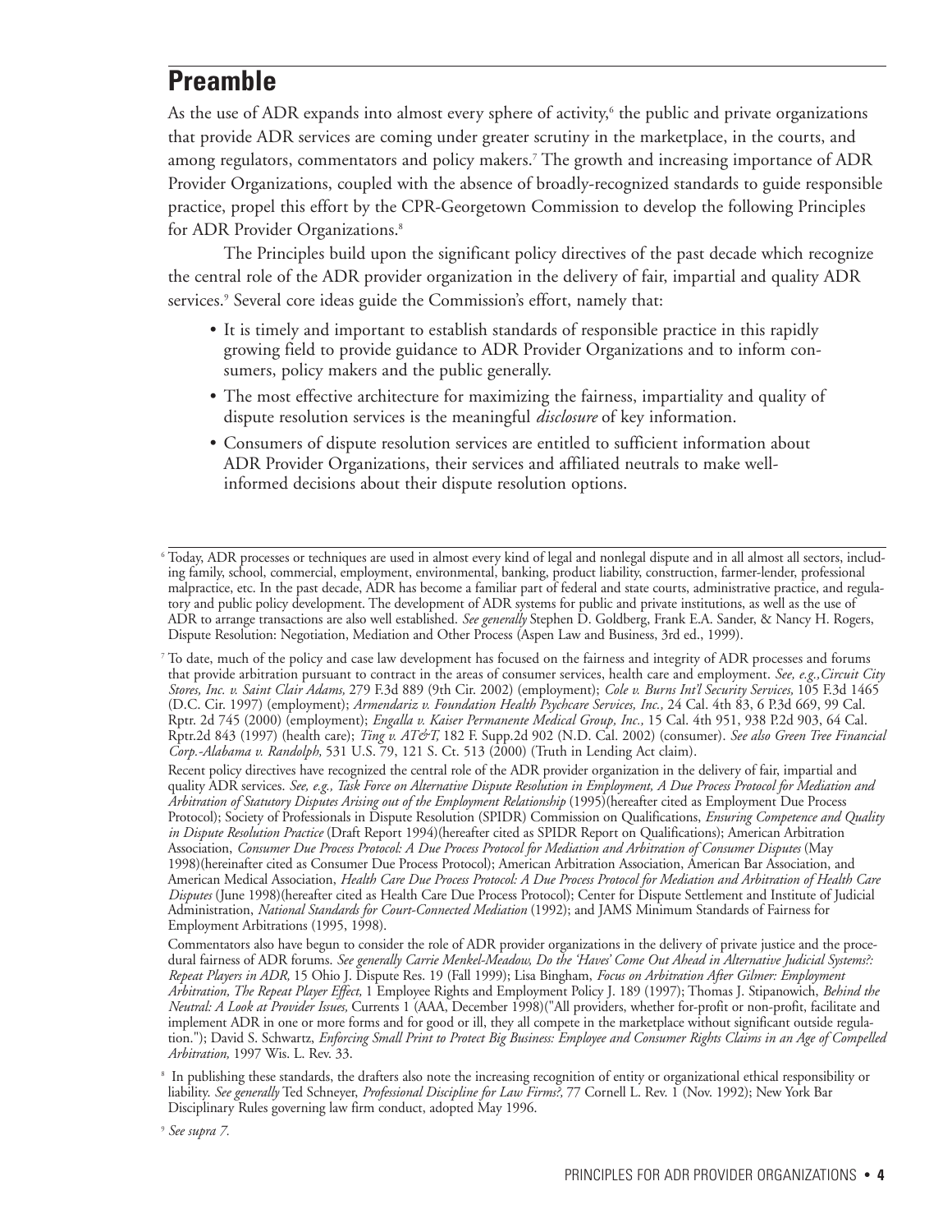## Preamble

As the use of ADR expands into almost every sphere of activity,[6] the public and private organizations that provide ADR services are coming under greater scrutiny in the marketplace, in the courts, and among regulators, commentators and policy makers.[7] The growth and increasing importance of ADR Provider Organizations, coupled with the absence of broadly-recognized standards to guide responsible practice, propel this effort by the CPR-Georgetown Commission to develop the following Principles for ADR Provider Organizations.[8]

The Principles build upon the significant policy directives of the past decade which recognize the central role of the ADR provider organization in the delivery of fair, impartial and quality ADR services.[9] Several core ideas guide the Commission's effort, namely that:

- It is timely and important to establish standards of responsible practice in this rapidly growing field to provide guidance to ADR Provider Organizations and to inform consumers, policy makers and the public generally.
- The most effective architecture for maximizing the fairness, impartiality and quality of dispute resolution services is the meaningful *disclosure* of key information.
- Consumers of dispute resolution services are entitled to sufficient information about ADR Provider Organizations, their services and affiliated neutrals to make well-informed decisions about their dispute resolution options.

---

[6] Today, ADR processes or techniques are used in almost every kind of legal and nonlegal dispute and in all almost all sectors, including family, school, commercial, employment, environmental, banking, product liability, construction, farmer-lender, professional malpractice, etc. In the past decade, ADR has become a familiar part of federal and state courts, administrative practice, and regulatory and public policy development. The development of ADR systems for public and private institutions, as well as the use of ADR to arrange transactions are also well established. *See generally* Stephen D. Goldberg, Frank E.A. Sander, & Nancy H. Rogers, Dispute Resolution: Negotiation, Mediation and Other Process (Aspen Law and Business, 3rd ed., 1999).

[7] To date, much of the policy and case law development has focused on the fairness and integrity of ADR processes and forums that provide arbitration pursuant to contract in the areas of consumer services, health care and employment. *See, e.g.,Circuit City Stores, Inc. v. Saint Clair Adams,* 279 F.3d 889 (9th Cir. 2002) (employment); *Cole v. Burns Int'l Security Services,* 105 F.3d 1465 (D.C. Cir. 1997) (employment); *Armendariz v. Foundation Health Psychcare Services, Inc.,* 24 Cal. 4th 83, 6 P.3d 669, 99 Cal. Rptr. 2d 745 (2000) (employment); *Engalla v. Kaiser Permanente Medical Group, Inc.,* 15 Cal. 4th 951, 938 P.2d 903, 64 Cal. Rptr.2d 843 (1997) (health care); *Ting v. AT&T,* 182 F. Supp.2d 902 (N.D. Cal. 2002) (consumer). *See also Green Tree Financial Corp.-Alabama v. Randolph,* 531 U.S. 79, 121 S. Ct. 513 (2000) (Truth in Lending Act claim).

Recent policy directives have recognized the central role of the ADR provider organization in the delivery of fair, impartial and quality ADR services. *See, e.g., Task Force on Alternative Dispute Resolution in Employment, A Due Process Protocol for Mediation and Arbitration of Statutory Disputes Arising out of the Employment Relationship* (1995)(hereafter cited as Employment Due Process Protocol); Society of Professionals in Dispute Resolution (SPIDR) Commission on Qualifications, *Ensuring Competence and Quality in Dispute Resolution Practice* (Draft Report 1994)(hereafter cited as SPIDR Report on Qualifications); American Arbitration Association, *Consumer Due Process Protocol: A Due Process Protocol for Mediation and Arbitration of Consumer Disputes* (May 1998)(hereinafter cited as Consumer Due Process Protocol); American Arbitration Association, American Bar Association, and American Medical Association, *Health Care Due Process Protocol: A Due Process Protocol for Mediation and Arbitration of Health Care Disputes* (June 1998)(hereafter cited as Health Care Due Process Protocol); Center for Dispute Settlement and Institute of Judicial Administration, *National Standards for Court-Connected Mediation* (1992); and JAMS Minimum Standards of Fairness for Employment Arbitrations (1995, 1998).

Commentators also have begun to consider the role of ADR provider organizations in the delivery of private justice and the procedural fairness of ADR forums. *See generally Carrie Menkel-Meadow, Do the 'Haves' Come Out Ahead in Alternative Judicial Systems?: Repeat Players in ADR,* 15 Ohio J. Dispute Res. 19 (Fall 1999); Lisa Bingham, *Focus on Arbitration After Gilmer: Employment Arbitration, The Repeat Player Effect,* 1 Employee Rights and Employment Policy J. 189 (1997); Thomas J. Stipanowich, *Behind the Neutral: A Look at Provider Issues,* Currents 1 (AAA, December 1998)("All providers, whether for-profit or non-profit, facilitate and implement ADR in one or more forms and for good or ill, they all compete in the marketplace without significant outside regulation."); David S. Schwartz, *Enforcing Small Print to Protect Big Business: Employee and Consumer Rights Claims in an Age of Compelled Arbitration,* 1997 Wis. L. Rev. 33.

[8] In publishing these standards, the drafters also note the increasing recognition of entity or organizational ethical responsibility or liability. *See generally* Ted Schneyer, *Professional Discipline for Law Firms?,* 77 Cornell L. Rev. 1 (Nov. 1992); New York Bar Disciplinary Rules governing law firm conduct, adopted May 1996.

[9] *See supra 7.*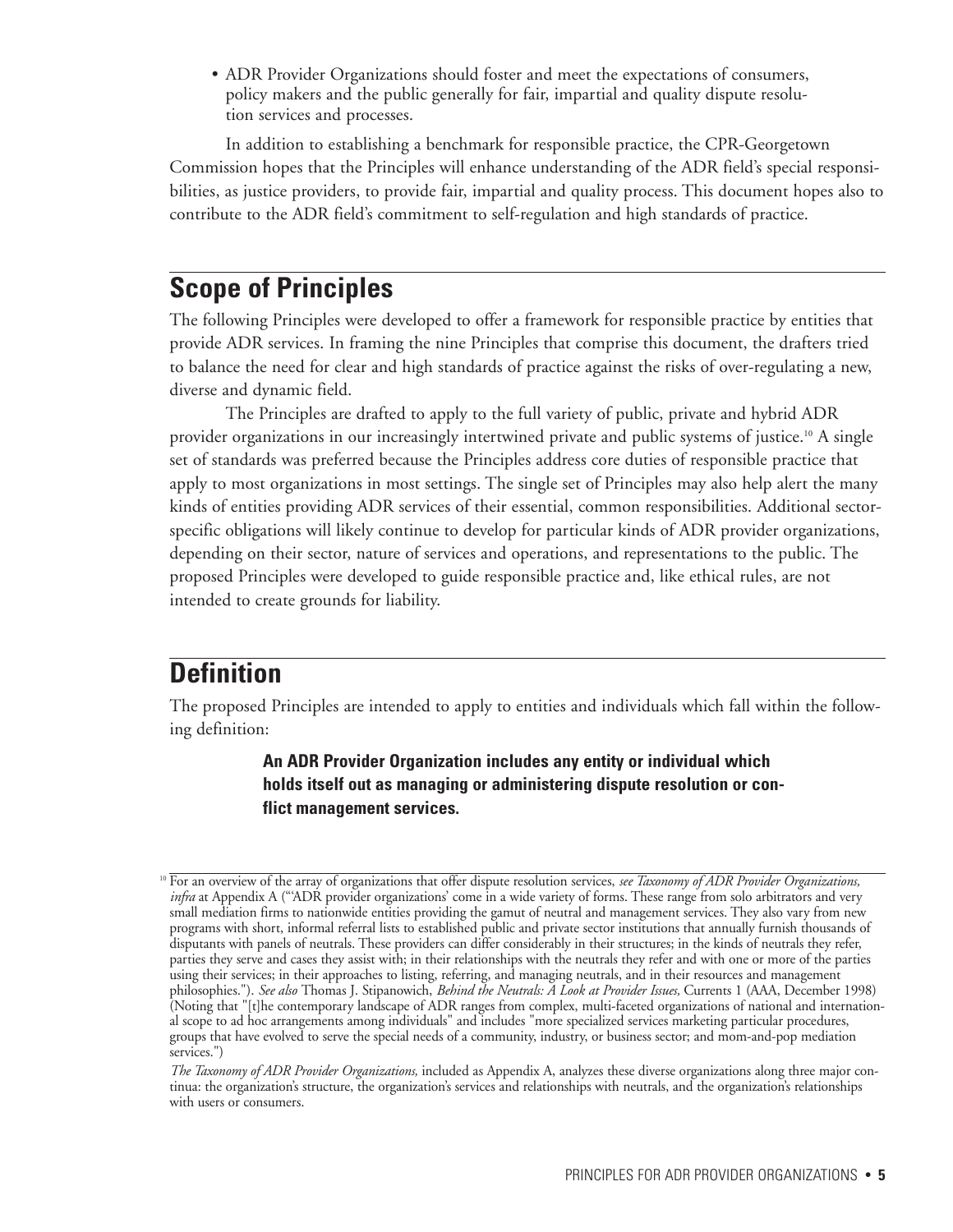- ADR Provider Organizations should foster and meet the expectations of consumers, policy makers and the public generally for fair, impartial and quality dispute resolution services and processes.

In addition to establishing a benchmark for responsible practice, the CPR-Georgetown Commission hopes that the Principles will enhance understanding of the ADR field's special responsibilities, as justice providers, to provide fair, impartial and quality process. This document hopes also to contribute to the ADR field's commitment to self-regulation and high standards of practice.

## Scope of Principles

The following Principles were developed to offer a framework for responsible practice by entities that provide ADR services. In framing the nine Principles that comprise this document, the drafters tried to balance the need for clear and high standards of practice against the risks of over-regulating a new, diverse and dynamic field.

The Principles are drafted to apply to the full variety of public, private and hybrid ADR provider organizations in our increasingly intertwined private and public systems of justice.[10] A single set of standards was preferred because the Principles address core duties of responsible practice that apply to most organizations in most settings. The single set of Principles may also help alert the many kinds of entities providing ADR services of their essential, common responsibilities. Additional sector-specific obligations will likely continue to develop for particular kinds of ADR provider organizations, depending on their sector, nature of services and operations, and representations to the public. The proposed Principles were developed to guide responsible practice and, like ethical rules, are not intended to create grounds for liability.

## Definition

The proposed Principles are intended to apply to entities and individuals which fall within the following definition:

> **An ADR Provider Organization includes any entity or individual which holds itself out as managing or administering dispute resolution or conflict management services.**

---

[10] For an overview of the array of organizations that offer dispute resolution services, *see Taxonomy of ADR Provider Organizations, infra* at Appendix A ("'ADR provider organizations' come in a wide variety of forms. These range from solo arbitrators and very small mediation firms to nationwide entities providing the gamut of neutral and management services. They also vary from new programs with short, informal referral lists to established public and private sector institutions that annually furnish thousands of disputants with panels of neutrals. These providers can differ considerably in their structures; in the kinds of neutrals they refer, parties they serve and cases they assist with; in their relationships with the neutrals they refer and with one or more of the parties using their services; in their approaches to listing, referring, and managing neutrals, and in their resources and management philosophies."). *See also* Thomas J. Stipanowich, *Behind the Neutrals: A Look at Provider Issues,* Currents 1 (AAA, December 1998) (Noting that "[t]he contemporary landscape of ADR ranges from complex, multi-faceted organizations of national and international scope to ad hoc arrangements among individuals" and includes "more specialized services marketing particular procedures, groups that have evolved to serve the special needs of a community, industry, or business sector; and mom-and-pop mediation services.")

*The Taxonomy of ADR Provider Organizations,* included as Appendix A, analyzes these diverse organizations along three major continua: the organization's structure, the organization's services and relationships with neutrals, and the organization's relationships with users or consumers.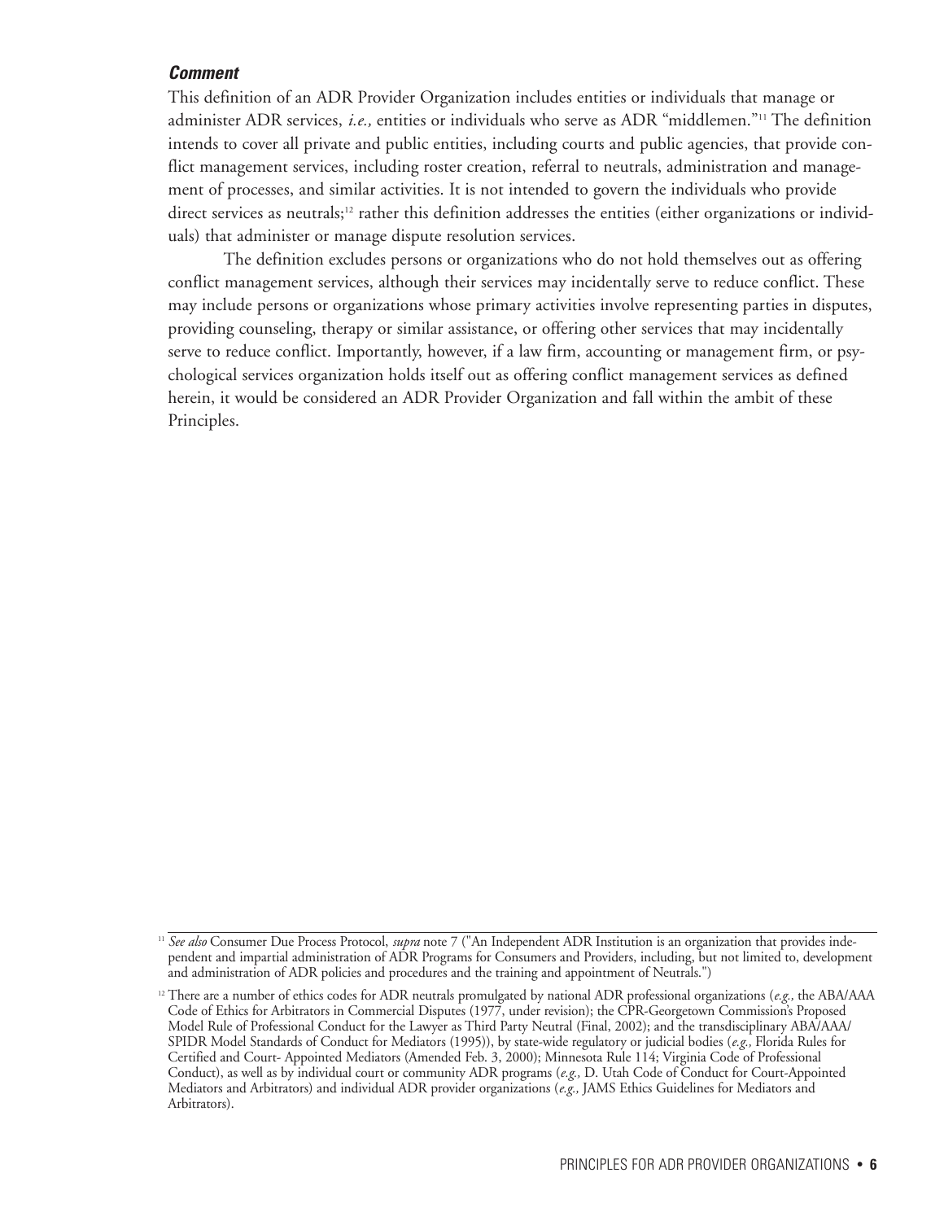***Comment***

This definition of an ADR Provider Organization includes entities or individuals that manage or administer ADR services, *i.e.,* entities or individuals who serve as ADR "middlemen."[11] The definition intends to cover all private and public entities, including courts and public agencies, that provide conflict management services, including roster creation, referral to neutrals, administration and management of processes, and similar activities. It is not intended to govern the individuals who provide direct services as neutrals;[12] rather this definition addresses the entities (either organizations or individuals) that administer or manage dispute resolution services.

The definition excludes persons or organizations who do not hold themselves out as offering conflict management services, although their services may incidentally serve to reduce conflict. These may include persons or organizations whose primary activities involve representing parties in disputes, providing counseling, therapy or similar assistance, or offering other services that may incidentally serve to reduce conflict. Importantly, however, if a law firm, accounting or management firm, or psychological services organization holds itself out as offering conflict management services as defined herein, it would be considered an ADR Provider Organization and fall within the ambit of these Principles.

---

[11] *See also* Consumer Due Process Protocol, *supra* note 7 ("An Independent ADR Institution is an organization that provides independent and impartial administration of ADR Programs for Consumers and Providers, including, but not limited to, development and administration of ADR policies and procedures and the training and appointment of Neutrals.")

[12] There are a number of ethics codes for ADR neutrals promulgated by national ADR professional organizations (*e.g.,* the ABA/AAA Code of Ethics for Arbitrators in Commercial Disputes (1977, under revision); the CPR-Georgetown Commission's Proposed Model Rule of Professional Conduct for the Lawyer as Third Party Neutral (Final, 2002); and the transdisciplinary ABA/AAA/SPIDR Model Standards of Conduct for Mediators (1995)), by state-wide regulatory or judicial bodies (*e.g.,* Florida Rules for Certified and Court- Appointed Mediators (Amended Feb. 3, 2000); Minnesota Rule 114; Virginia Code of Professional Conduct), as well as by individual court or community ADR programs (*e.g.,* D. Utah Code of Conduct for Court-Appointed Mediators and Arbitrators) and individual ADR provider organizations (*e.g.,* JAMS Ethics Guidelines for Mediators and Arbitrators).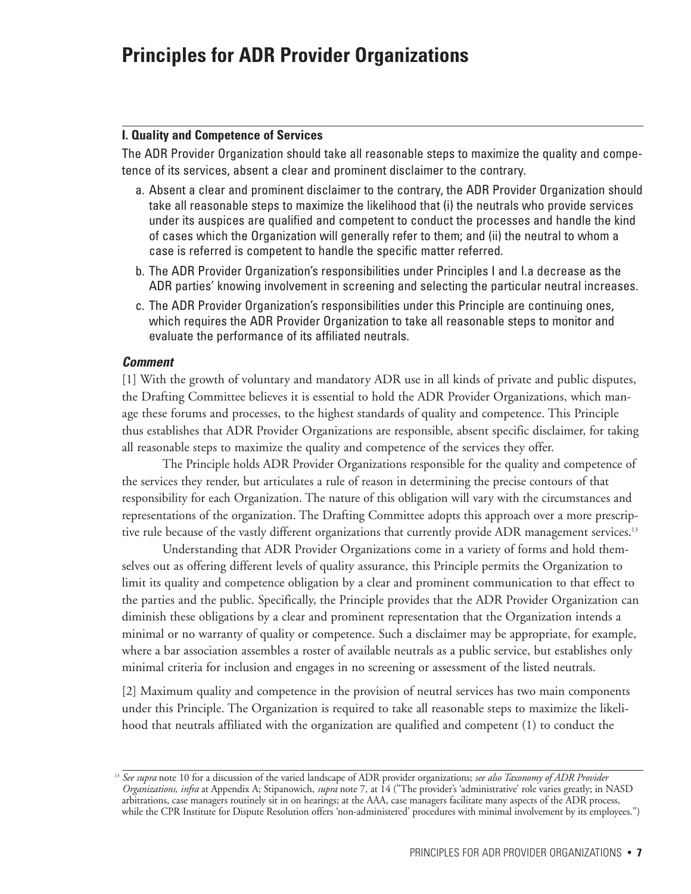# Principles for ADR Provider Organizations

## I. Quality and Competence of Services

The ADR Provider Organization should take all reasonable steps to maximize the quality and competence of its services, absent a clear and prominent disclaimer to the contrary.

a. Absent a clear and prominent disclaimer to the contrary, the ADR Provider Organization should take all reasonable steps to maximize the likelihood that (i) the neutrals who provide services under its auspices are qualified and competent to conduct the processes and handle the kind of cases which the Organization will generally refer to them; and (ii) the neutral to whom a case is referred is competent to handle the specific matter referred.

b. The ADR Provider Organization's responsibilities under Principles I and I.a decrease as the ADR parties' knowing involvement in screening and selecting the particular neutral increases.

c. The ADR Provider Organization's responsibilities under this Principle are continuing ones, which requires the ADR Provider Organization to take all reasonable steps to monitor and evaluate the performance of its affiliated neutrals.

### *Comment*

[1] With the growth of voluntary and mandatory ADR use in all kinds of private and public disputes, the Drafting Committee believes it is essential to hold the ADR Provider Organizations, which manage these forums and processes, to the highest standards of quality and competence. This Principle thus establishes that ADR Provider Organizations are responsible, absent specific disclaimer, for taking all reasonable steps to maximize the quality and competence of the services they offer.

The Principle holds ADR Provider Organizations responsible for the quality and competence of the services they render, but articulates a rule of reason in determining the precise contours of that responsibility for each Organization. The nature of this obligation will vary with the circumstances and representations of the organization. The Drafting Committee adopts this approach over a more prescriptive rule because of the vastly different organizations that currently provide ADR management services.[13]

Understanding that ADR Provider Organizations come in a variety of forms and hold themselves out as offering different levels of quality assurance, this Principle permits the Organization to limit its quality and competence obligation by a clear and prominent communication to that effect to the parties and the public. Specifically, the Principle provides that the ADR Provider Organization can diminish these obligations by a clear and prominent representation that the Organization intends a minimal or no warranty of quality or competence. Such a disclaimer may be appropriate, for example, where a bar association assembles a roster of available neutrals as a public service, but establishes only minimal criteria for inclusion and engages in no screening or assessment of the listed neutrals.

[2] Maximum quality and competence in the provision of neutral services has two main components under this Principle. The Organization is required to take all reasonable steps to maximize the likelihood that neutrals affiliated with the organization are qualified and competent (1) to conduct the

[13] *See supra* note 10 for a discussion of the varied landscape of ADR provider organizations; *see also Taxonomy of ADR Provider Organizations, infra* at Appendix A; Stipanowich, *supra* note 7, at 14 ("The provider's 'administrative' role varies greatly; in NASD arbitrations, case managers routinely sit in on hearings; at the AAA, case managers facilitate many aspects of the ADR process, while the CPR Institute for Dispute Resolution offers 'non-administered' procedures with minimal involvement by its employees.")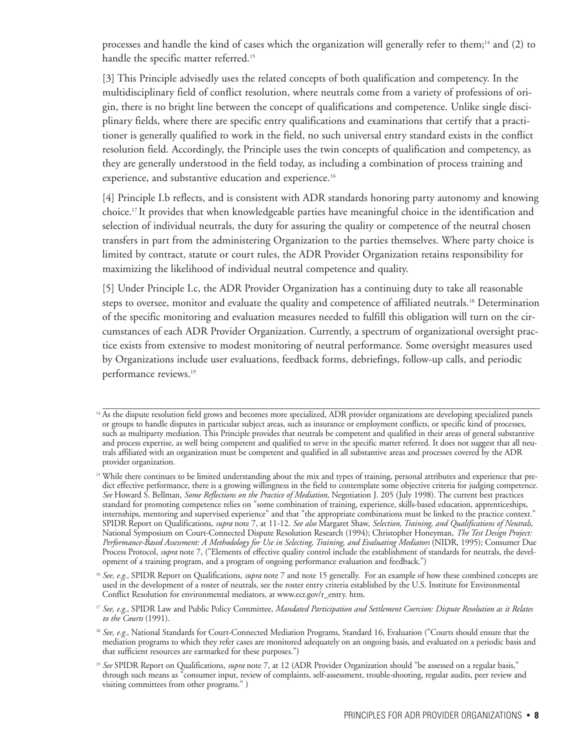processes and handle the kind of cases which the organization will generally refer to them;[14] and (2) to handle the specific matter referred.[15]

[3] This Principle advisedly uses the related concepts of both qualification and competency. In the multidisciplinary field of conflict resolution, where neutrals come from a variety of professions of origin, there is no bright line between the concept of qualifications and competence. Unlike single disciplinary fields, where there are specific entry qualifications and examinations that certify that a practitioner is generally qualified to work in the field, no such universal entry standard exists in the conflict resolution field. Accordingly, the Principle uses the twin concepts of qualification and competency, as they are generally understood in the field today, as including a combination of process training and experience, and substantive education and experience.[16]

[4] Principle I.b reflects, and is consistent with ADR standards honoring party autonomy and knowing choice.[17] It provides that when knowledgeable parties have meaningful choice in the identification and selection of individual neutrals, the duty for assuring the quality or competence of the neutral chosen transfers in part from the administering Organization to the parties themselves. Where party choice is limited by contract, statute or court rules, the ADR Provider Organization retains responsibility for maximizing the likelihood of individual neutral competence and quality.

[5] Under Principle I.c, the ADR Provider Organization has a continuing duty to take all reasonable steps to oversee, monitor and evaluate the quality and competence of affiliated neutrals.[18] Determination of the specific monitoring and evaluation measures needed to fulfill this obligation will turn on the circumstances of each ADR Provider Organization. Currently, a spectrum of organizational oversight practice exists from extensive to modest monitoring of neutral performance. Some oversight measures used by Organizations include user evaluations, feedback forms, debriefings, follow-up calls, and periodic performance reviews.[19]

---

[14] As the dispute resolution field grows and becomes more specialized, ADR provider organizations are developing specialized panels or groups to handle disputes in particular subject areas, such as insurance or employment conflicts, or specific kind of processes, such as multiparty mediation. This Principle provides that neutrals be competent and qualified in their areas of general substantive and process expertise, as well being competent and qualified to serve in the specific matter referred. It does not suggest that all neutrals affiliated with an organization must be competent and qualified in all substantive areas and processes covered by the ADR provider organization.

[15] While there continues to be limited understanding about the mix and types of training, personal attributes and experience that predict effective performance, there is a growing willingness in the field to contemplate some objective criteria for judging competence. *See* Howard S. Bellman, *Some Reflections on the Practice of Mediation,* Negotiation J. 205 (July 1998). The current best practices standard for promoting competence relies on "some combination of training, experience, skills-based education, apprenticeships, internships, mentoring and supervised experience" and that "the appropriate combinations must be linked to the practice context." SPIDR Report on Qualifications, *supra* note 7, at 11-12. *See also* Margaret Shaw, *Selection, Training, and Qualifications of Neutrals,* National Symposium on Court-Connected Dispute Resolution Research (1994); Christopher Honeyman, *The Test Design Project: Performance-Based Assessment: A Methodology for Use in Selecting, Training, and Evaluating Mediators* (NIDR, 1995); Consumer Due Process Protocol, *supra* note 7, ("Elements of effective quality control include the establishment of standards for neutrals, the development of a training program, and a program of ongoing performance evaluation and feedback.")

[16] *See, e.g.,* SPIDR Report on Qualifications, *supra* note 7 and note 15 generally. For an example of how these combined concepts are used in the development of a roster of neutrals, see the roster entry criteria established by the U.S. Institute for Environmental Conflict Resolution for environmental mediators, at www.ecr.gov/r_entry. htm.

[17] *See, e.g.,* SPIDR Law and Public Policy Committee, *Mandated Participation and Settlement Coercion: Dispute Resolution as it Relates to the Courts* (1991).

[18] *See, e.g.,* National Standards for Court-Connected Mediation Programs, Standard 16, Evaluation ("Courts should ensure that the mediation programs to which they refer cases are monitored adequately on an ongoing basis, and evaluated on a periodic basis and that sufficient resources are earmarked for these purposes.")

[19] *See* SPIDR Report on Qualifications, *supra* note 7, at 12 (ADR Provider Organization should "be assessed on a regular basis," through such means as "consumer input, review of complaints, self-assessment, trouble-shooting, regular audits, peer review and visiting committees from other programs." )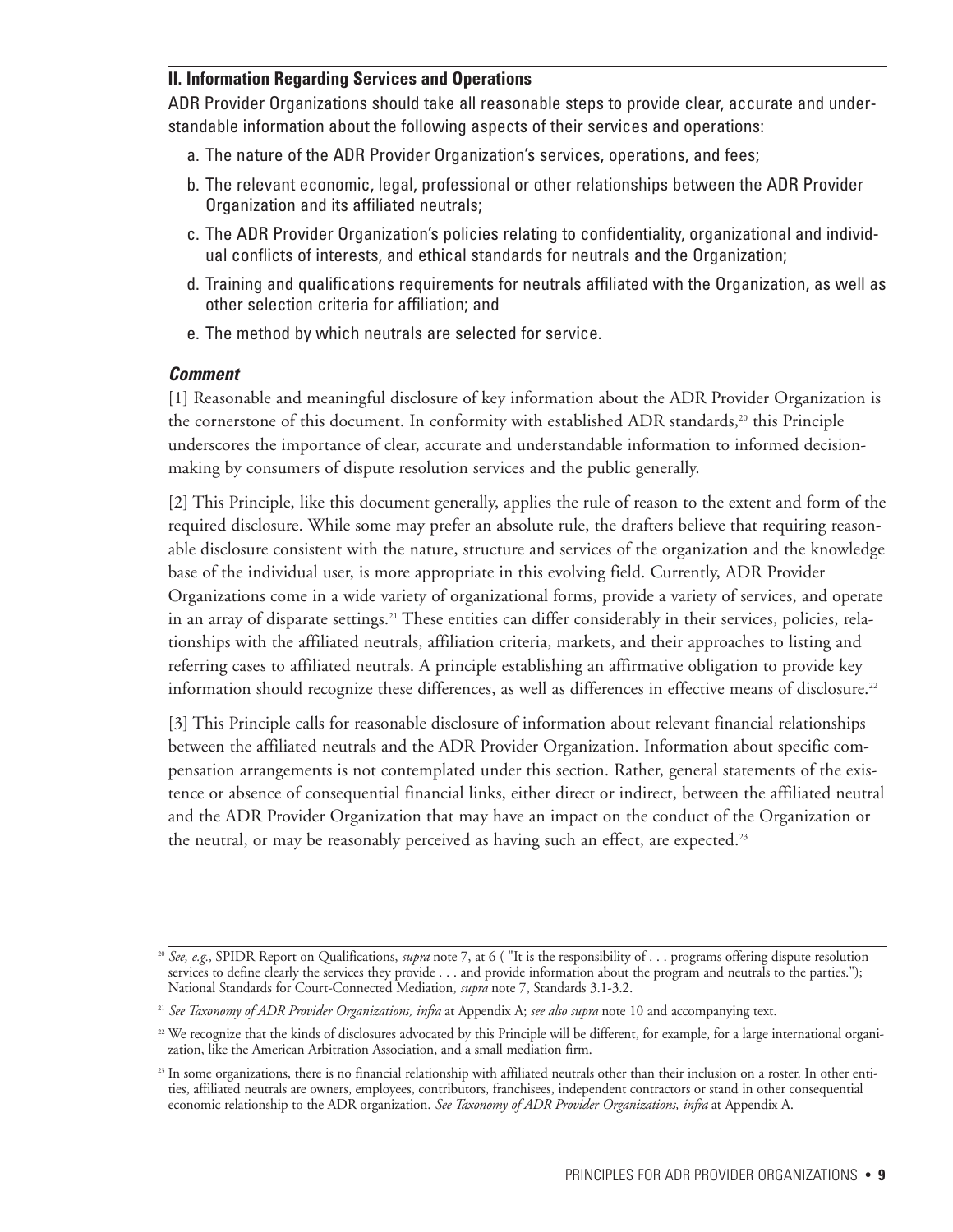## II. Information Regarding Services and Operations

ADR Provider Organizations should take all reasonable steps to provide clear, accurate and understandable information about the following aspects of their services and operations:

a. The nature of the ADR Provider Organization's services, operations, and fees;

b. The relevant economic, legal, professional or other relationships between the ADR Provider Organization and its affiliated neutrals;

c. The ADR Provider Organization's policies relating to confidentiality, organizational and individual conflicts of interests, and ethical standards for neutrals and the Organization;

d. Training and qualifications requirements for neutrals affiliated with the Organization, as well as other selection criteria for affiliation; and

e. The method by which neutrals are selected for service.

### *Comment*

[1] Reasonable and meaningful disclosure of key information about the ADR Provider Organization is the cornerstone of this document. In conformity with established ADR standards,[20] this Principle underscores the importance of clear, accurate and understandable information to informed decision-making by consumers of dispute resolution services and the public generally.

[2] This Principle, like this document generally, applies the rule of reason to the extent and form of the required disclosure. While some may prefer an absolute rule, the drafters believe that requiring reasonable disclosure consistent with the nature, structure and services of the organization and the knowledge base of the individual user, is more appropriate in this evolving field. Currently, ADR Provider Organizations come in a wide variety of organizational forms, provide a variety of services, and operate in an array of disparate settings.[21] These entities can differ considerably in their services, policies, relationships with the affiliated neutrals, affiliation criteria, markets, and their approaches to listing and referring cases to affiliated neutrals. A principle establishing an affirmative obligation to provide key information should recognize these differences, as well as differences in effective means of disclosure.[22]

[3] This Principle calls for reasonable disclosure of information about relevant financial relationships between the affiliated neutrals and the ADR Provider Organization. Information about specific compensation arrangements is not contemplated under this section. Rather, general statements of the existence or absence of consequential financial links, either direct or indirect, between the affiliated neutral and the ADR Provider Organization that may have an impact on the conduct of the Organization or the neutral, or may be reasonably perceived as having such an effect, are expected.[23]

---

[20] *See, e.g.,* SPIDR Report on Qualifications, *supra* note 7, at 6 ( "It is the responsibility of . . . programs offering dispute resolution services to define clearly the services they provide . . . and provide information about the program and neutrals to the parties."); National Standards for Court-Connected Mediation, *supra* note 7, Standards 3.1-3.2.

[21] *See Taxonomy of ADR Provider Organizations, infra* at Appendix A; *see also supra* note 10 and accompanying text.

[22] We recognize that the kinds of disclosures advocated by this Principle will be different, for example, for a large international organization, like the American Arbitration Association, and a small mediation firm.

[23] In some organizations, there is no financial relationship with affiliated neutrals other than their inclusion on a roster. In other entities, affiliated neutrals are owners, employees, contributors, franchisees, independent contractors or stand in other consequential economic relationship to the ADR organization. *See Taxonomy of ADR Provider Organizations, infra* at Appendix A.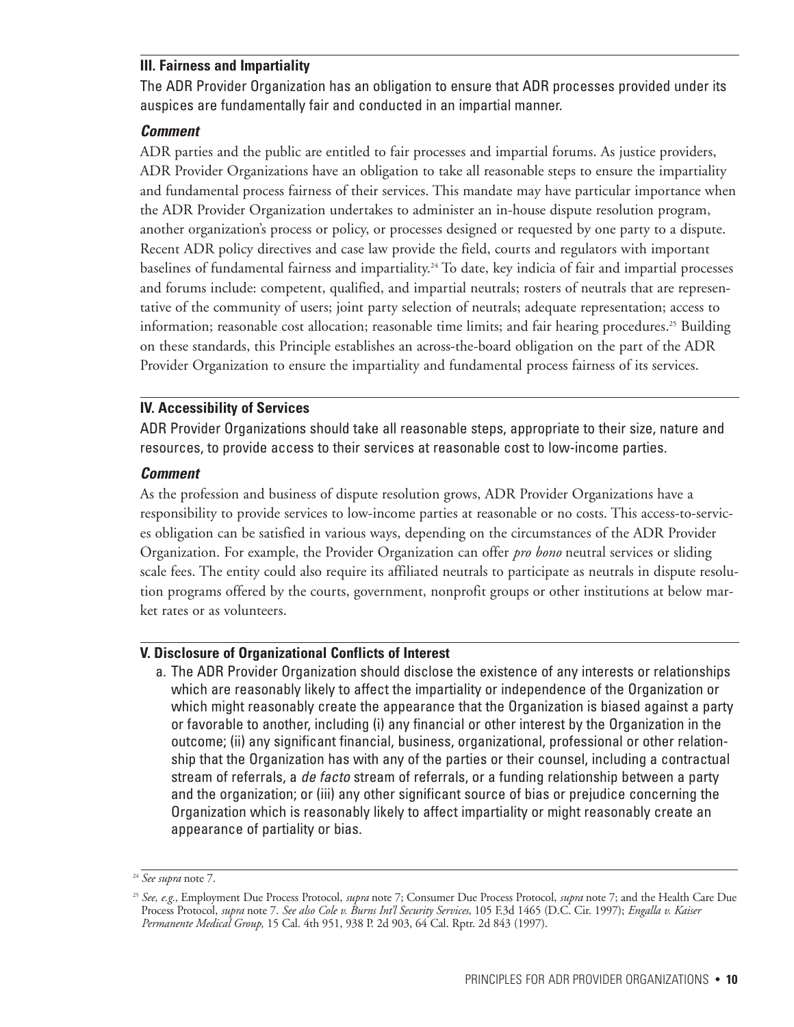### III. Fairness and Impartiality

The ADR Provider Organization has an obligation to ensure that ADR processes provided under its auspices are fundamentally fair and conducted in an impartial manner.

#### *Comment*

ADR parties and the public are entitled to fair processes and impartial forums. As justice providers, ADR Provider Organizations have an obligation to take all reasonable steps to ensure the impartiality and fundamental process fairness of their services. This mandate may have particular importance when the ADR Provider Organization undertakes to administer an in-house dispute resolution program, another organization's process or policy, or processes designed or requested by one party to a dispute. Recent ADR policy directives and case law provide the field, courts and regulators with important baselines of fundamental fairness and impartiality.[24] To date, key indicia of fair and impartial processes and forums include: competent, qualified, and impartial neutrals; rosters of neutrals that are representative of the community of users; joint party selection of neutrals; adequate representation; access to information; reasonable cost allocation; reasonable time limits; and fair hearing procedures.[25] Building on these standards, this Principle establishes an across-the-board obligation on the part of the ADR Provider Organization to ensure the impartiality and fundamental process fairness of its services.

### IV. Accessibility of Services

ADR Provider Organizations should take all reasonable steps, appropriate to their size, nature and resources, to provide access to their services at reasonable cost to low-income parties.

#### *Comment*

As the profession and business of dispute resolution grows, ADR Provider Organizations have a responsibility to provide services to low-income parties at reasonable or no costs. This access-to-services obligation can be satisfied in various ways, depending on the circumstances of the ADR Provider Organization. For example, the Provider Organization can offer *pro bono* neutral services or sliding scale fees. The entity could also require its affiliated neutrals to participate as neutrals in dispute resolution programs offered by the courts, government, nonprofit groups or other institutions at below market rates or as volunteers.

### V. Disclosure of Organizational Conflicts of Interest

a. The ADR Provider Organization should disclose the existence of any interests or relationships which are reasonably likely to affect the impartiality or independence of the Organization or which might reasonably create the appearance that the Organization is biased against a party or favorable to another, including (i) any financial or other interest by the Organization in the outcome; (ii) any significant financial, business, organizational, professional or other relationship that the Organization has with any of the parties or their counsel, including a contractual stream of referrals, a *de facto* stream of referrals, or a funding relationship between a party and the organization; or (iii) any other significant source of bias or prejudice concerning the Organization which is reasonably likely to affect impartiality or might reasonably create an appearance of partiality or bias.

---

[24] *See supra* note 7.

[25] *See, e.g.,* Employment Due Process Protocol, *supra* note 7; Consumer Due Process Protocol, *supra* note 7; and the Health Care Due Process Protocol, *supra* note 7. *See also Cole v. Burns Int'l Security Services,* 105 F.3d 1465 (D.C. Cir. 1997); *Engalla v. Kaiser Permanente Medical Group,* 15 Cal. 4th 951, 938 P. 2d 903, 64 Cal. Rptr. 2d 843 (1997).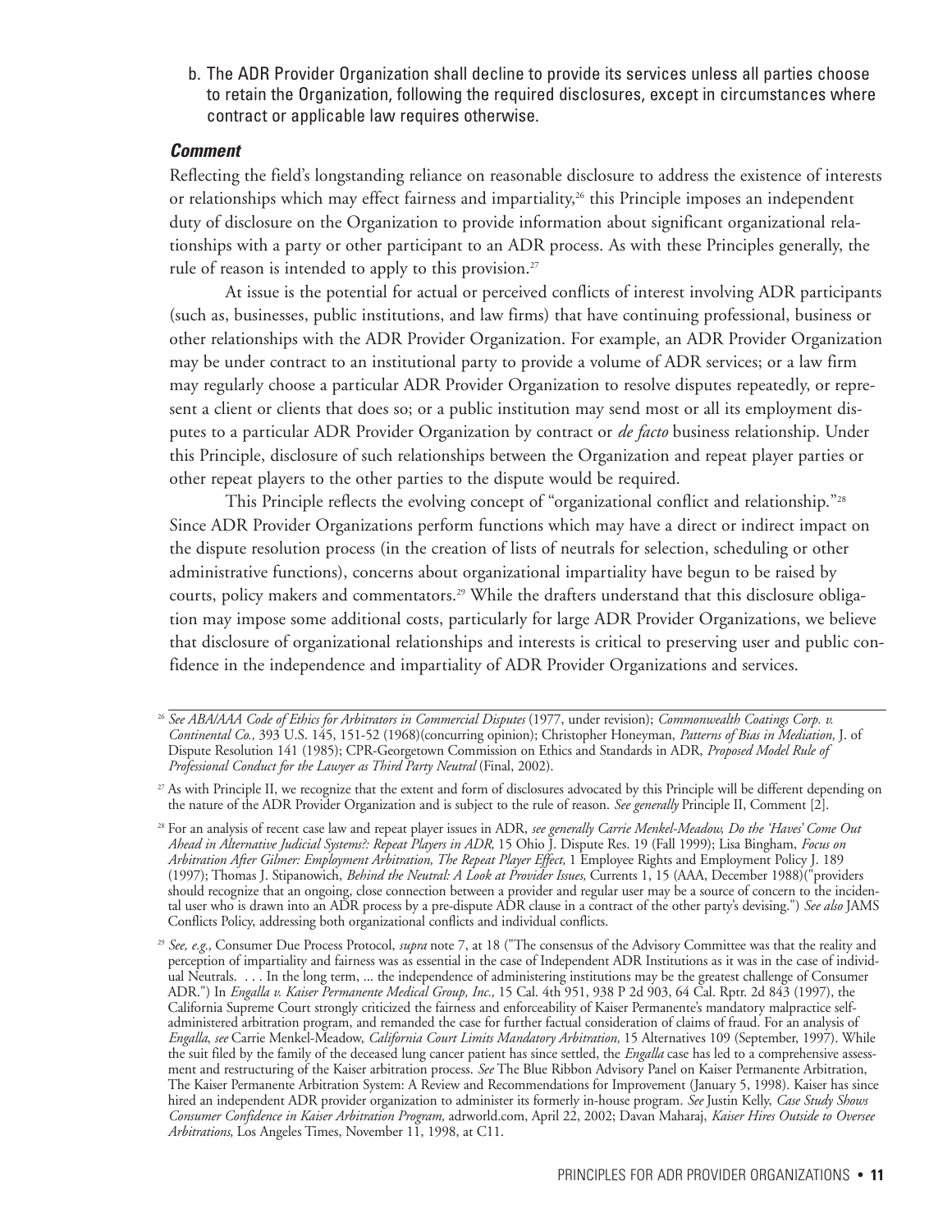b. The ADR Provider Organization shall decline to provide its services unless all parties choose to retain the Organization, following the required disclosures, except in circumstances where contract or applicable law requires otherwise.

***Comment***

Reflecting the field's longstanding reliance on reasonable disclosure to address the existence of interests or relationships which may effect fairness and impartiality,[26] this Principle imposes an independent duty of disclosure on the Organization to provide information about significant organizational relationships with a party or other participant to an ADR process. As with these Principles generally, the rule of reason is intended to apply to this provision.[27]

At issue is the potential for actual or perceived conflicts of interest involving ADR participants (such as, businesses, public institutions, and law firms) that have continuing professional, business or other relationships with the ADR Provider Organization. For example, an ADR Provider Organization may be under contract to an institutional party to provide a volume of ADR services; or a law firm may regularly choose a particular ADR Provider Organization to resolve disputes repeatedly, or represent a client or clients that does so; or a public institution may send most or all its employment disputes to a particular ADR Provider Organization by contract or *de facto* business relationship. Under this Principle, disclosure of such relationships between the Organization and repeat player parties or other repeat players to the other parties to the dispute would be required.

This Principle reflects the evolving concept of "organizational conflict and relationship."[28] Since ADR Provider Organizations perform functions which may have a direct or indirect impact on the dispute resolution process (in the creation of lists of neutrals for selection, scheduling or other administrative functions), concerns about organizational impartiality have begun to be raised by courts, policy makers and commentators.[29] While the drafters understand that this disclosure obligation may impose some additional costs, particularly for large ADR Provider Organizations, we believe that disclosure of organizational relationships and interests is critical to preserving user and public confidence in the independence and impartiality of ADR Provider Organizations and services.

---

[26] *See ABA/AAA Code of Ethics for Arbitrators in Commercial Disputes* (1977, under revision); *Commonwealth Coatings Corp. v. Continental Co.,* 393 U.S. 145, 151-52 (1968)(concurring opinion); Christopher Honeyman, *Patterns of Bias in Mediation,* J. of Dispute Resolution 141 (1985); CPR-Georgetown Commission on Ethics and Standards in ADR, *Proposed Model Rule of Professional Conduct for the Lawyer as Third Party Neutral* (Final, 2002).

[27] As with Principle II, we recognize that the extent and form of disclosures advocated by this Principle will be different depending on the nature of the ADR Provider Organization and is subject to the rule of reason. *See generally* Principle II, Comment [2].

[28] For an analysis of recent case law and repeat player issues in ADR, *see generally Carrie Menkel-Meadow, Do the 'Haves' Come Out Ahead in Alternative Judicial Systems?: Repeat Players in ADR,* 15 Ohio J. Dispute Res. 19 (Fall 1999); Lisa Bingham, *Focus on Arbitration After Gilmer: Employment Arbitration, The Repeat Player Effect,* 1 Employee Rights and Employment Policy J. 189 (1997); Thomas J. Stipanowich, *Behind the Neutral: A Look at Provider Issues,* Currents 1, 15 (AAA, December 1988)("providers should recognize that an ongoing, close connection between a provider and regular user may be a source of concern to the incidental user who is drawn into an ADR process by a pre-dispute ADR clause in a contract of the other party's devising.") *See also* JAMS Conflicts Policy, addressing both organizational conflicts and individual conflicts.

[29] *See, e.g.,* Consumer Due Process Protocol, *supra* note 7, at 18 ("The consensus of the Advisory Committee was that the reality and perception of impartiality and fairness was as essential in the case of Independent ADR Institutions as it was in the case of individual Neutrals. . . . In the long term, ... the independence of administering institutions may be the greatest challenge of Consumer ADR.") In *Engalla v. Kaiser Permanente Medical Group, Inc.,* 15 Cal. 4th 951, 938 P 2d 903, 64 Cal. Rptr. 2d 843 (1997), the California Supreme Court strongly criticized the fairness and enforceability of Kaiser Permanente's mandatory malpractice self-administered arbitration program, and remanded the case for further factual consideration of claims of fraud. For an analysis of *Engalla*, *see* Carrie Menkel-Meadow, *California Court Limits Mandatory Arbitration,* 15 Alternatives 109 (September, 1997). While the suit filed by the family of the deceased lung cancer patient has since settled, the *Engalla* case has led to a comprehensive assessment and restructuring of the Kaiser arbitration process. *See* The Blue Ribbon Advisory Panel on Kaiser Permanente Arbitration, The Kaiser Permanente Arbitration System: A Review and Recommendations for Improvement (January 5, 1998). Kaiser has since hired an independent ADR provider organization to administer its formerly in-house program. *See* Justin Kelly, *Case Study Shows Consumer Confidence in Kaiser Arbitration Program,* adrworld.com, April 22, 2002; Davan Maharaj, *Kaiser Hires Outside to Oversee Arbitrations,* Los Angeles Times, November 11, 1998, at C11.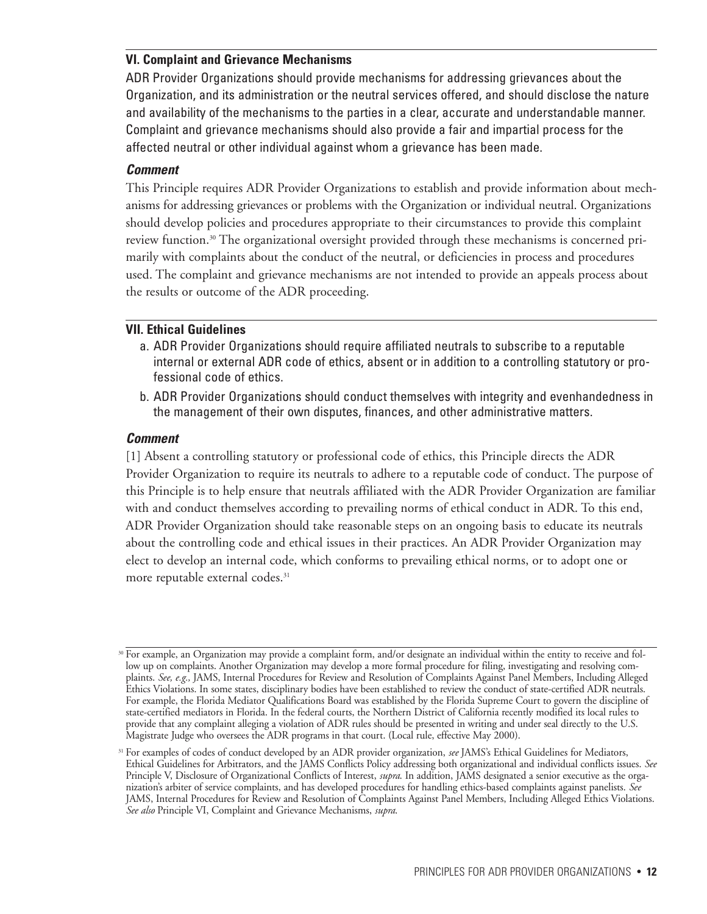### VI. Complaint and Grievance Mechanisms

ADR Provider Organizations should provide mechanisms for addressing grievances about the Organization, and its administration or the neutral services offered, and should disclose the nature and availability of the mechanisms to the parties in a clear, accurate and understandable manner. Complaint and grievance mechanisms should also provide a fair and impartial process for the affected neutral or other individual against whom a grievance has been made.

#### *Comment*

This Principle requires ADR Provider Organizations to establish and provide information about mechanisms for addressing grievances or problems with the Organization or individual neutral. Organizations should develop policies and procedures appropriate to their circumstances to provide this complaint review function.[30] The organizational oversight provided through these mechanisms is concerned primarily with complaints about the conduct of the neutral, or deficiencies in process and procedures used. The complaint and grievance mechanisms are not intended to provide an appeals process about the results or outcome of the ADR proceeding.

### VII. Ethical Guidelines

a. ADR Provider Organizations should require affiliated neutrals to subscribe to a reputable internal or external ADR code of ethics, absent or in addition to a controlling statutory or professional code of ethics.

b. ADR Provider Organizations should conduct themselves with integrity and evenhandedness in the management of their own disputes, finances, and other administrative matters.

#### *Comment*

[1] Absent a controlling statutory or professional code of ethics, this Principle directs the ADR Provider Organization to require its neutrals to adhere to a reputable code of conduct. The purpose of this Principle is to help ensure that neutrals affiliated with the ADR Provider Organization are familiar with and conduct themselves according to prevailing norms of ethical conduct in ADR. To this end, ADR Provider Organization should take reasonable steps on an ongoing basis to educate its neutrals about the controlling code and ethical issues in their practices. An ADR Provider Organization may elect to develop an internal code, which conforms to prevailing ethical norms, or to adopt one or more reputable external codes.[31]

---

[30] For example, an Organization may provide a complaint form, and/or designate an individual within the entity to receive and follow up on complaints. Another Organization may develop a more formal procedure for filing, investigating and resolving complaints. *See, e.g.,* JAMS, Internal Procedures for Review and Resolution of Complaints Against Panel Members, Including Alleged Ethics Violations. In some states, disciplinary bodies have been established to review the conduct of state-certified ADR neutrals. For example, the Florida Mediator Qualifications Board was established by the Florida Supreme Court to govern the discipline of state-certified mediators in Florida. In the federal courts, the Northern District of California recently modified its local rules to provide that any complaint alleging a violation of ADR rules should be presented in writing and under seal directly to the U.S. Magistrate Judge who oversees the ADR programs in that court. (Local rule, effective May 2000).

[31] For examples of codes of conduct developed by an ADR provider organization, *see* JAMS's Ethical Guidelines for Mediators, Ethical Guidelines for Arbitrators, and the JAMS Conflicts Policy addressing both organizational and individual conflicts issues. *See* Principle V, Disclosure of Organizational Conflicts of Interest, *supra*. In addition, JAMS designated a senior executive as the organization's arbiter of service complaints, and has developed procedures for handling ethics-based complaints against panelists. *See* JAMS, Internal Procedures for Review and Resolution of Complaints Against Panel Members, Including Alleged Ethics Violations. *See also* Principle VI, Complaint and Grievance Mechanisms, *supra*.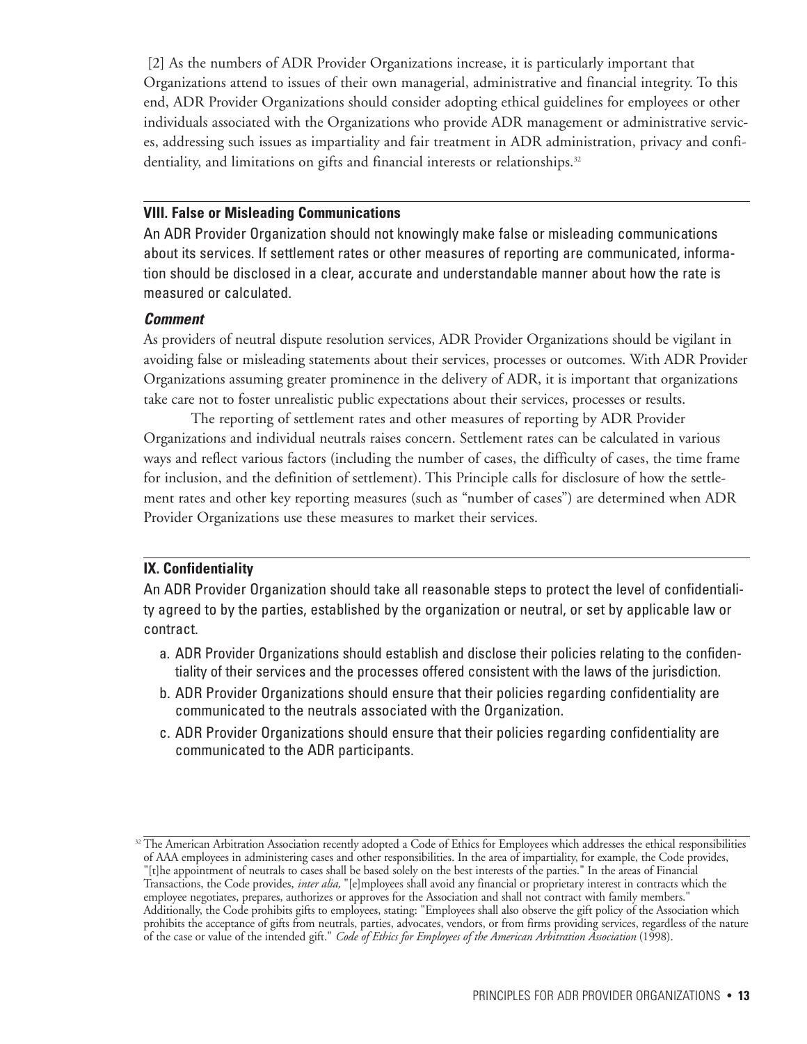[2] As the numbers of ADR Provider Organizations increase, it is particularly important that Organizations attend to issues of their own managerial, administrative and financial integrity. To this end, ADR Provider Organizations should consider adopting ethical guidelines for employees or other individuals associated with the Organizations who provide ADR management or administrative services, addressing such issues as impartiality and fair treatment in ADR administration, privacy and confidentiality, and limitations on gifts and financial interests or relationships.[32]

## VIII. False or Misleading Communications

An ADR Provider Organization should not knowingly make false or misleading communications about its services. If settlement rates or other measures of reporting are communicated, information should be disclosed in a clear, accurate and understandable manner about how the rate is measured or calculated.

***Comment***

As providers of neutral dispute resolution services, ADR Provider Organizations should be vigilant in avoiding false or misleading statements about their services, processes or outcomes. With ADR Provider Organizations assuming greater prominence in the delivery of ADR, it is important that organizations take care not to foster unrealistic public expectations about their services, processes or results.

The reporting of settlement rates and other measures of reporting by ADR Provider Organizations and individual neutrals raises concern. Settlement rates can be calculated in various ways and reflect various factors (including the number of cases, the difficulty of cases, the time frame for inclusion, and the definition of settlement). This Principle calls for disclosure of how the settlement rates and other key reporting measures (such as "number of cases") are determined when ADR Provider Organizations use these measures to market their services.

## IX. Confidentiality

An ADR Provider Organization should take all reasonable steps to protect the level of confidentiality agreed to by the parties, established by the organization or neutral, or set by applicable law or contract.

a. ADR Provider Organizations should establish and disclose their policies relating to the confidentiality of their services and the processes offered consistent with the laws of the jurisdiction.

b. ADR Provider Organizations should ensure that their policies regarding confidentiality are communicated to the neutrals associated with the Organization.

c. ADR Provider Organizations should ensure that their policies regarding confidentiality are communicated to the ADR participants.

[32] The American Arbitration Association recently adopted a Code of Ethics for Employees which addresses the ethical responsibilities of AAA employees in administering cases and other responsibilities. In the area of impartiality, for example, the Code provides, "[t]he appointment of neutrals to cases shall be based solely on the best interests of the parties." In the areas of Financial Transactions, the Code provides, *inter alia,* "[e]mployees shall avoid any financial or proprietary interest in contracts which the employee negotiates, prepares, authorizes or approves for the Association and shall not contract with family members." Additionally, the Code prohibits gifts to employees, stating: "Employees shall also observe the gift policy of the Association which prohibits the acceptance of gifts from neutrals, parties, advocates, vendors, or from firms providing services, regardless of the nature of the case or value of the intended gift." *Code of Ethics for Employees of the American Arbitration Association* (1998).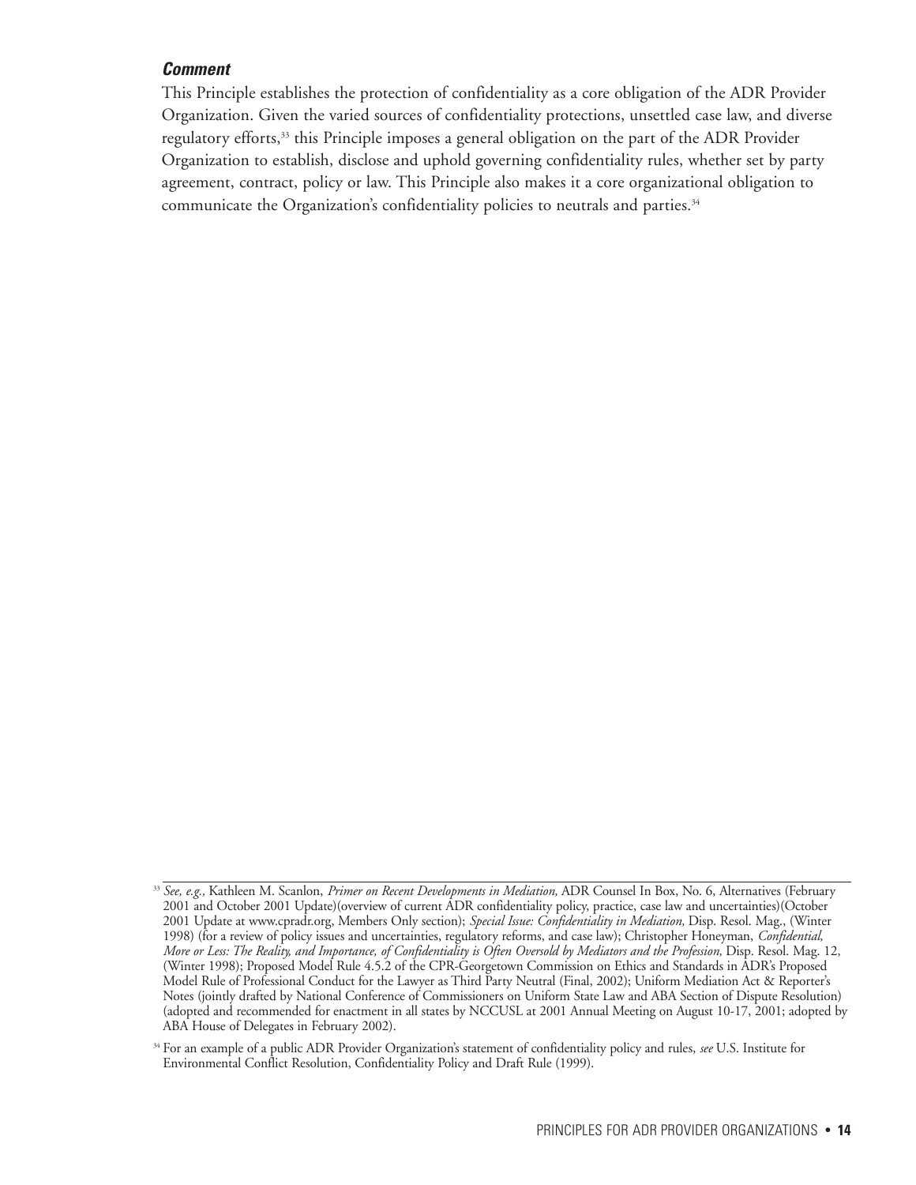***Comment***

This Principle establishes the protection of confidentiality as a core obligation of the ADR Provider Organization. Given the varied sources of confidentiality protections, unsettled case law, and diverse regulatory efforts,[33] this Principle imposes a general obligation on the part of the ADR Provider Organization to establish, disclose and uphold governing confidentiality rules, whether set by party agreement, contract, policy or law. This Principle also makes it a core organizational obligation to communicate the Organization's confidentiality policies to neutrals and parties.[34]

---

[33] *See, e.g.,* Kathleen M. Scanlon, *Primer on Recent Developments in Mediation,* ADR Counsel In Box, No. 6, Alternatives (February 2001 and October 2001 Update)(overview of current ADR confidentiality policy, practice, case law and uncertainties)(October 2001 Update at www.cpradr.org, Members Only section); *Special Issue: Confidentiality in Mediation,* Disp. Resol. Mag., (Winter 1998) (for a review of policy issues and uncertainties, regulatory reforms, and case law); Christopher Honeyman, *Confidential, More or Less: The Reality, and Importance, of Confidentiality is Often Oversold by Mediators and the Profession,* Disp. Resol. Mag. 12, (Winter 1998); Proposed Model Rule 4.5.2 of the CPR-Georgetown Commission on Ethics and Standards in ADR's Proposed Model Rule of Professional Conduct for the Lawyer as Third Party Neutral (Final, 2002); Uniform Mediation Act & Reporter's Notes (jointly drafted by National Conference of Commissioners on Uniform State Law and ABA Section of Dispute Resolution) (adopted and recommended for enactment in all states by NCCUSL at 2001 Annual Meeting on August 10-17, 2001; adopted by ABA House of Delegates in February 2002).

[34] For an example of a public ADR Provider Organization's statement of confidentiality policy and rules, *see* U.S. Institute for Environmental Conflict Resolution, Confidentiality Policy and Draft Rule (1999).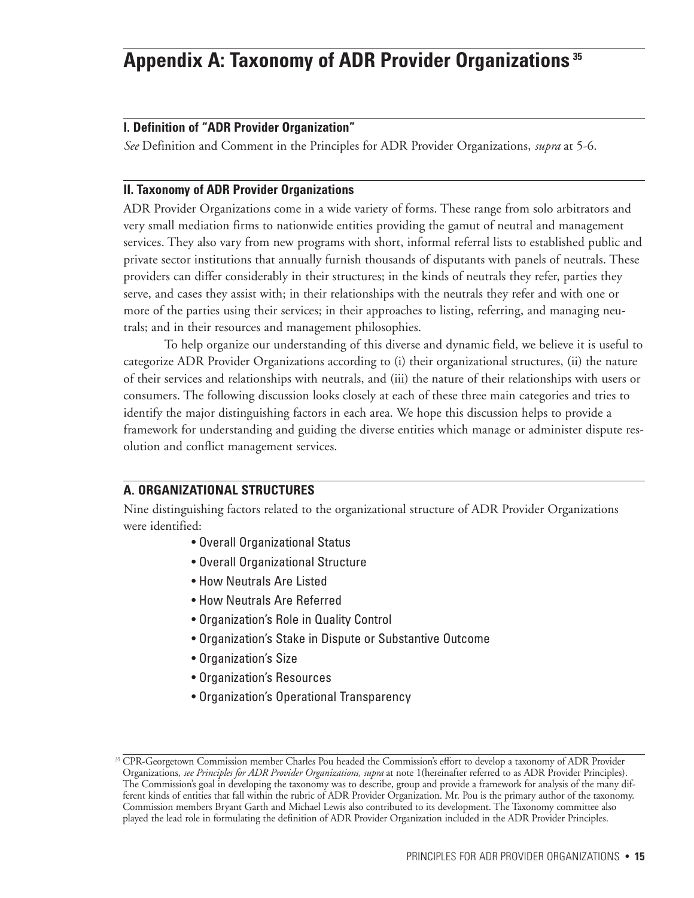# Appendix A: Taxonomy of ADR Provider Organizations [35]

### I. Definition of "ADR Provider Organization"

*See* Definition and Comment in the Principles for ADR Provider Organizations, *supra* at 5-6.

### II. Taxonomy of ADR Provider Organizations

ADR Provider Organizations come in a wide variety of forms. These range from solo arbitrators and very small mediation firms to nationwide entities providing the gamut of neutral and management services. They also vary from new programs with short, informal referral lists to established public and private sector institutions that annually furnish thousands of disputants with panels of neutrals. These providers can differ considerably in their structures; in the kinds of neutrals they refer, parties they serve, and cases they assist with; in their relationships with the neutrals they refer and with one or more of the parties using their services; in their approaches to listing, referring, and managing neutrals; and in their resources and management philosophies.

To help organize our understanding of this diverse and dynamic field, we believe it is useful to categorize ADR Provider Organizations according to (i) their organizational structures, (ii) the nature of their services and relationships with neutrals, and (iii) the nature of their relationships with users or consumers. The following discussion looks closely at each of these three main categories and tries to identify the major distinguishing factors in each area. We hope this discussion helps to provide a framework for understanding and guiding the diverse entities which manage or administer dispute resolution and conflict management services.

### A. ORGANIZATIONAL STRUCTURES

Nine distinguishing factors related to the organizational structure of ADR Provider Organizations were identified:

- Overall Organizational Status
- Overall Organizational Structure
- How Neutrals Are Listed
- How Neutrals Are Referred
- Organization's Role in Quality Control
- Organization's Stake in Dispute or Substantive Outcome
- Organization's Size
- Organization's Resources
- Organization's Operational Transparency

---

[35] CPR-Georgetown Commission member Charles Pou headed the Commission's effort to develop a taxonomy of ADR Provider Organizations, *see Principles for ADR Provider Organizations, supra* at note 1(hereinafter referred to as ADR Provider Principles). The Commission's goal in developing the taxonomy was to describe, group and provide a framework for analysis of the many different kinds of entities that fall within the rubric of ADR Provider Organization. Mr. Pou is the primary author of the taxonomy. Commission members Bryant Garth and Michael Lewis also contributed to its development. The Taxonomy committee also played the lead role in formulating the definition of ADR Provider Organization included in the ADR Provider Principles.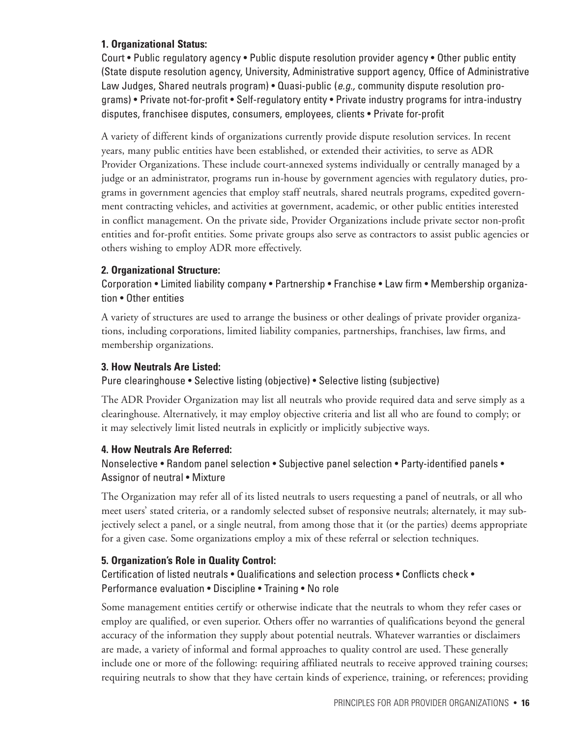**1. Organizational Status:**

Court • Public regulatory agency • Public dispute resolution provider agency • Other public entity (State dispute resolution agency, University, Administrative support agency, Office of Administrative Law Judges, Shared neutrals program) • Quasi-public (*e.g.,* community dispute resolution programs) • Private not-for-profit • Self-regulatory entity • Private industry programs for intra-industry disputes, franchisee disputes, consumers, employees, clients • Private for-profit

A variety of different kinds of organizations currently provide dispute resolution services. In recent years, many public entities have been established, or extended their activities, to serve as ADR Provider Organizations. These include court-annexed systems individually or centrally managed by a judge or an administrator, programs run in-house by government agencies with regulatory duties, programs in government agencies that employ staff neutrals, shared neutrals programs, expedited government contracting vehicles, and activities at government, academic, or other public entities interested in conflict management. On the private side, Provider Organizations include private sector non-profit entities and for-profit entities. Some private groups also serve as contractors to assist public agencies or others wishing to employ ADR more effectively.

**2. Organizational Structure:**

Corporation • Limited liability company • Partnership • Franchise • Law firm • Membership organization • Other entities

A variety of structures are used to arrange the business or other dealings of private provider organizations, including corporations, limited liability companies, partnerships, franchises, law firms, and membership organizations.

**3. How Neutrals Are Listed:**

Pure clearinghouse • Selective listing (objective) • Selective listing (subjective)

The ADR Provider Organization may list all neutrals who provide required data and serve simply as a clearinghouse. Alternatively, it may employ objective criteria and list all who are found to comply; or it may selectively limit listed neutrals in explicitly or implicitly subjective ways.

**4. How Neutrals Are Referred:**

Nonselective • Random panel selection • Subjective panel selection • Party-identified panels • Assignor of neutral • Mixture

The Organization may refer all of its listed neutrals to users requesting a panel of neutrals, or all who meet users' stated criteria, or a randomly selected subset of responsive neutrals; alternately, it may subjectively select a panel, or a single neutral, from among those that it (or the parties) deems appropriate for a given case. Some organizations employ a mix of these referral or selection techniques.

**5. Organization's Role in Quality Control:**

Certification of listed neutrals • Qualifications and selection process • Conflicts check • Performance evaluation • Discipline • Training • No role

Some management entities certify or otherwise indicate that the neutrals to whom they refer cases or employ are qualified, or even superior. Others offer no warranties of qualifications beyond the general accuracy of the information they supply about potential neutrals. Whatever warranties or disclaimers are made, a variety of informal and formal approaches to quality control are used. These generally include one or more of the following: requiring affiliated neutrals to receive approved training courses; requiring neutrals to show that they have certain kinds of experience, training, or references; providing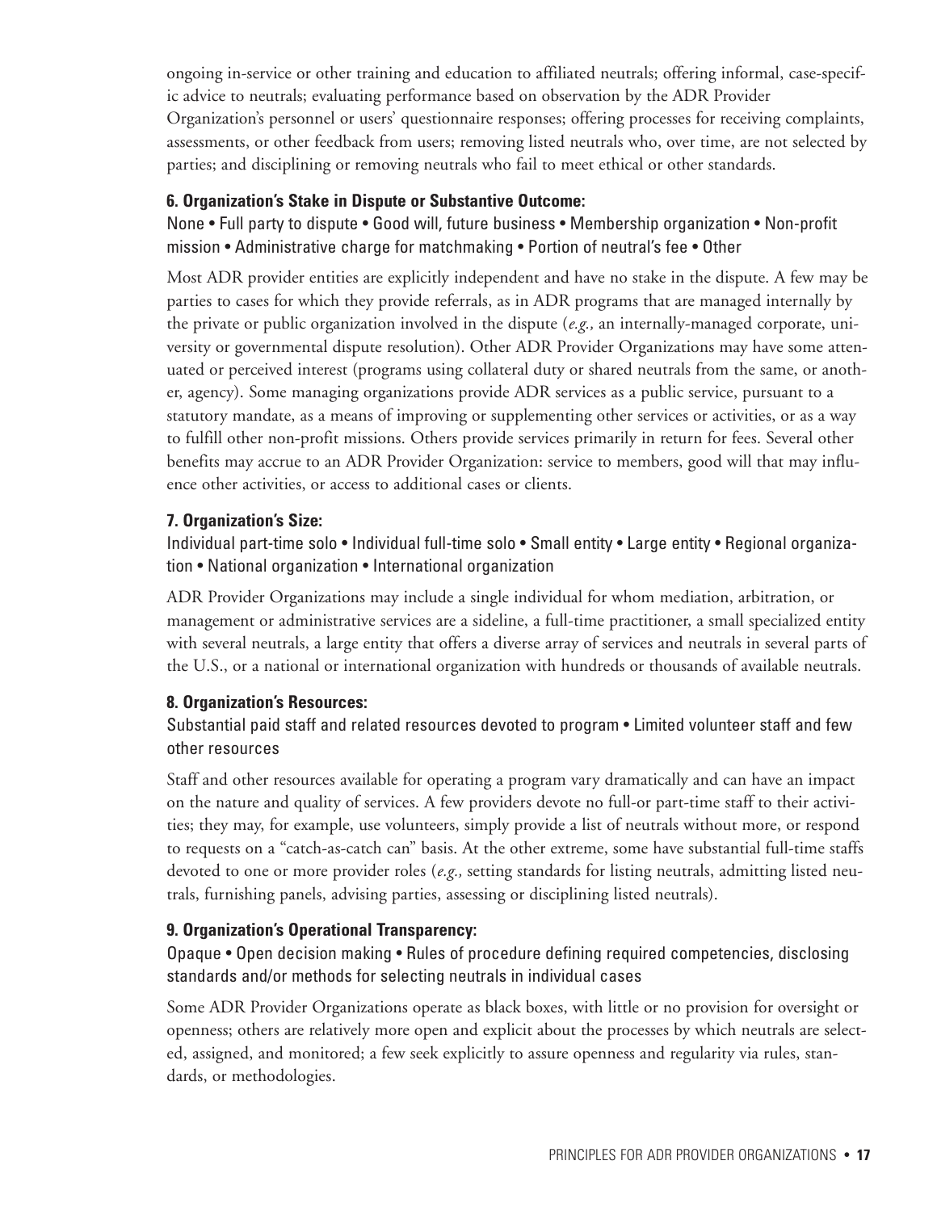ongoing in-service or other training and education to affiliated neutrals; offering informal, case-specific advice to neutrals; evaluating performance based on observation by the ADR Provider Organization's personnel or users' questionnaire responses; offering processes for receiving complaints, assessments, or other feedback from users; removing listed neutrals who, over time, are not selected by parties; and disciplining or removing neutrals who fail to meet ethical or other standards.

#### 6. Organization's Stake in Dispute or Substantive Outcome:

None • Full party to dispute • Good will, future business • Membership organization • Non-profit mission • Administrative charge for matchmaking • Portion of neutral's fee • Other

Most ADR provider entities are explicitly independent and have no stake in the dispute. A few may be parties to cases for which they provide referrals, as in ADR programs that are managed internally by the private or public organization involved in the dispute (*e.g.,* an internally-managed corporate, university or governmental dispute resolution). Other ADR Provider Organizations may have some attenuated or perceived interest (programs using collateral duty or shared neutrals from the same, or another, agency). Some managing organizations provide ADR services as a public service, pursuant to a statutory mandate, as a means of improving or supplementing other services or activities, or as a way to fulfill other non-profit missions. Others provide services primarily in return for fees. Several other benefits may accrue to an ADR Provider Organization: service to members, good will that may influence other activities, or access to additional cases or clients.

#### 7. Organization's Size:

Individual part-time solo • Individual full-time solo • Small entity • Large entity • Regional organization • National organization • International organization

ADR Provider Organizations may include a single individual for whom mediation, arbitration, or management or administrative services are a sideline, a full-time practitioner, a small specialized entity with several neutrals, a large entity that offers a diverse array of services and neutrals in several parts of the U.S., or a national or international organization with hundreds or thousands of available neutrals.

#### 8. Organization's Resources:

Substantial paid staff and related resources devoted to program • Limited volunteer staff and few other resources

Staff and other resources available for operating a program vary dramatically and can have an impact on the nature and quality of services. A few providers devote no full-or part-time staff to their activities; they may, for example, use volunteers, simply provide a list of neutrals without more, or respond to requests on a "catch-as-catch can" basis. At the other extreme, some have substantial full-time staffs devoted to one or more provider roles (*e.g.,* setting standards for listing neutrals, admitting listed neutrals, furnishing panels, advising parties, assessing or disciplining listed neutrals).

#### 9. Organization's Operational Transparency:

Opaque • Open decision making • Rules of procedure defining required competencies, disclosing standards and/or methods for selecting neutrals in individual cases

Some ADR Provider Organizations operate as black boxes, with little or no provision for oversight or openness; others are relatively more open and explicit about the processes by which neutrals are selected, assigned, and monitored; a few seek explicitly to assure openness and regularity via rules, standards, or methodologies.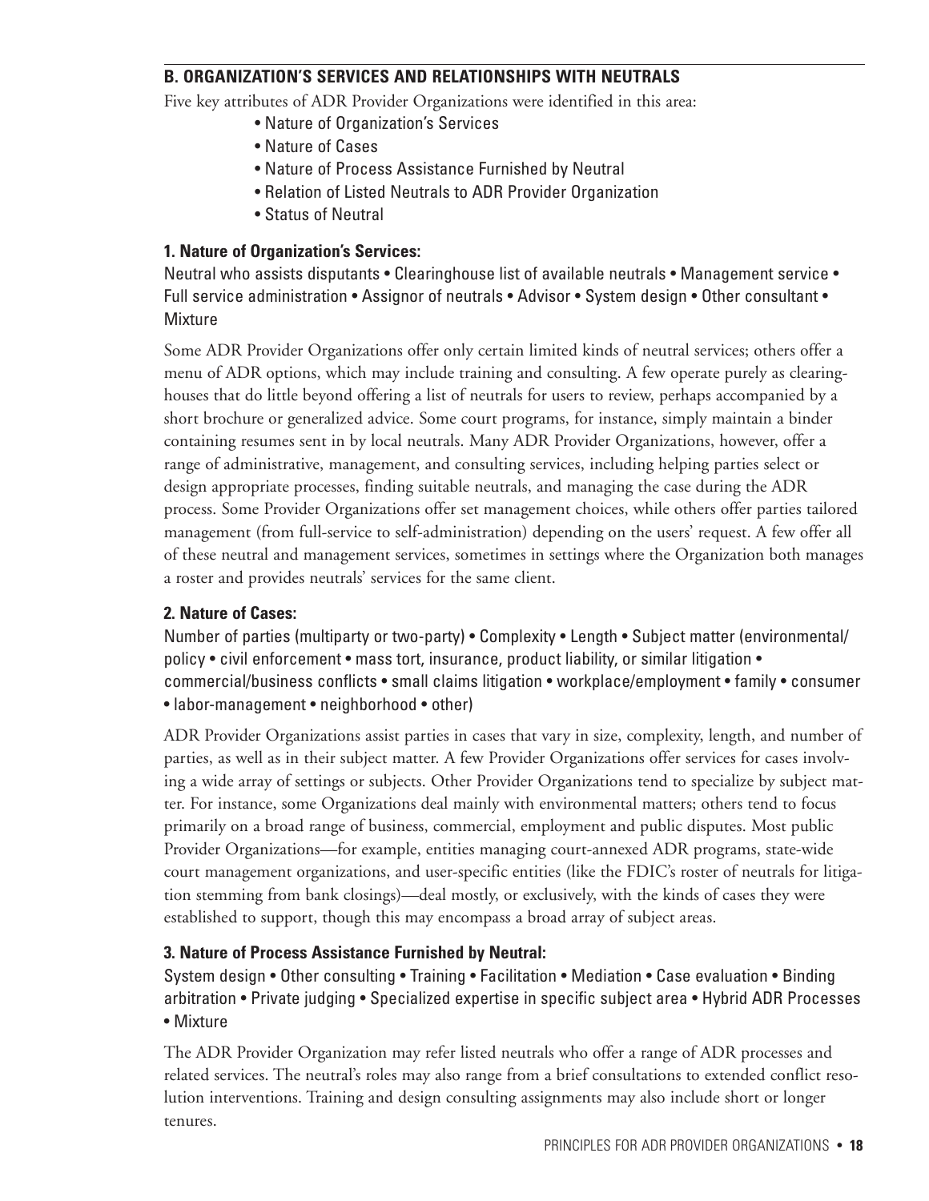## B. ORGANIZATION'S SERVICES AND RELATIONSHIPS WITH NEUTRALS

Five key attributes of ADR Provider Organizations were identified in this area:

- Nature of Organization's Services
- Nature of Cases
- Nature of Process Assistance Furnished by Neutral
- Relation of Listed Neutrals to ADR Provider Organization
- Status of Neutral

### 1. Nature of Organization's Services:

Neutral who assists disputants • Clearinghouse list of available neutrals • Management service • Full service administration • Assignor of neutrals • Advisor • System design • Other consultant • Mixture

Some ADR Provider Organizations offer only certain limited kinds of neutral services; others offer a menu of ADR options, which may include training and consulting. A few operate purely as clearinghouses that do little beyond offering a list of neutrals for users to review, perhaps accompanied by a short brochure or generalized advice. Some court programs, for instance, simply maintain a binder containing resumes sent in by local neutrals. Many ADR Provider Organizations, however, offer a range of administrative, management, and consulting services, including helping parties select or design appropriate processes, finding suitable neutrals, and managing the case during the ADR process. Some Provider Organizations offer set management choices, while others offer parties tailored management (from full-service to self-administration) depending on the users' request. A few offer all of these neutral and management services, sometimes in settings where the Organization both manages a roster and provides neutrals' services for the same client.

### 2. Nature of Cases:

Number of parties (multiparty or two-party) • Complexity • Length • Subject matter (environmental/policy • civil enforcement • mass tort, insurance, product liability, or similar litigation • commercial/business conflicts • small claims litigation • workplace/employment • family • consumer • labor-management • neighborhood • other)

ADR Provider Organizations assist parties in cases that vary in size, complexity, length, and number of parties, as well as in their subject matter. A few Provider Organizations offer services for cases involving a wide array of settings or subjects. Other Provider Organizations tend to specialize by subject matter. For instance, some Organizations deal mainly with environmental matters; others tend to focus primarily on a broad range of business, commercial, employment and public disputes. Most public Provider Organizations—for example, entities managing court-annexed ADR programs, state-wide court management organizations, and user-specific entities (like the FDIC's roster of neutrals for litigation stemming from bank closings)—deal mostly, or exclusively, with the kinds of cases they were established to support, though this may encompass a broad array of subject areas.

### 3. Nature of Process Assistance Furnished by Neutral:

System design • Other consulting • Training • Facilitation • Mediation • Case evaluation • Binding arbitration • Private judging • Specialized expertise in specific subject area • Hybrid ADR Processes • Mixture

The ADR Provider Organization may refer listed neutrals who offer a range of ADR processes and related services. The neutral's roles may also range from a brief consultations to extended conflict resolution interventions. Training and design consulting assignments may also include short or longer tenures.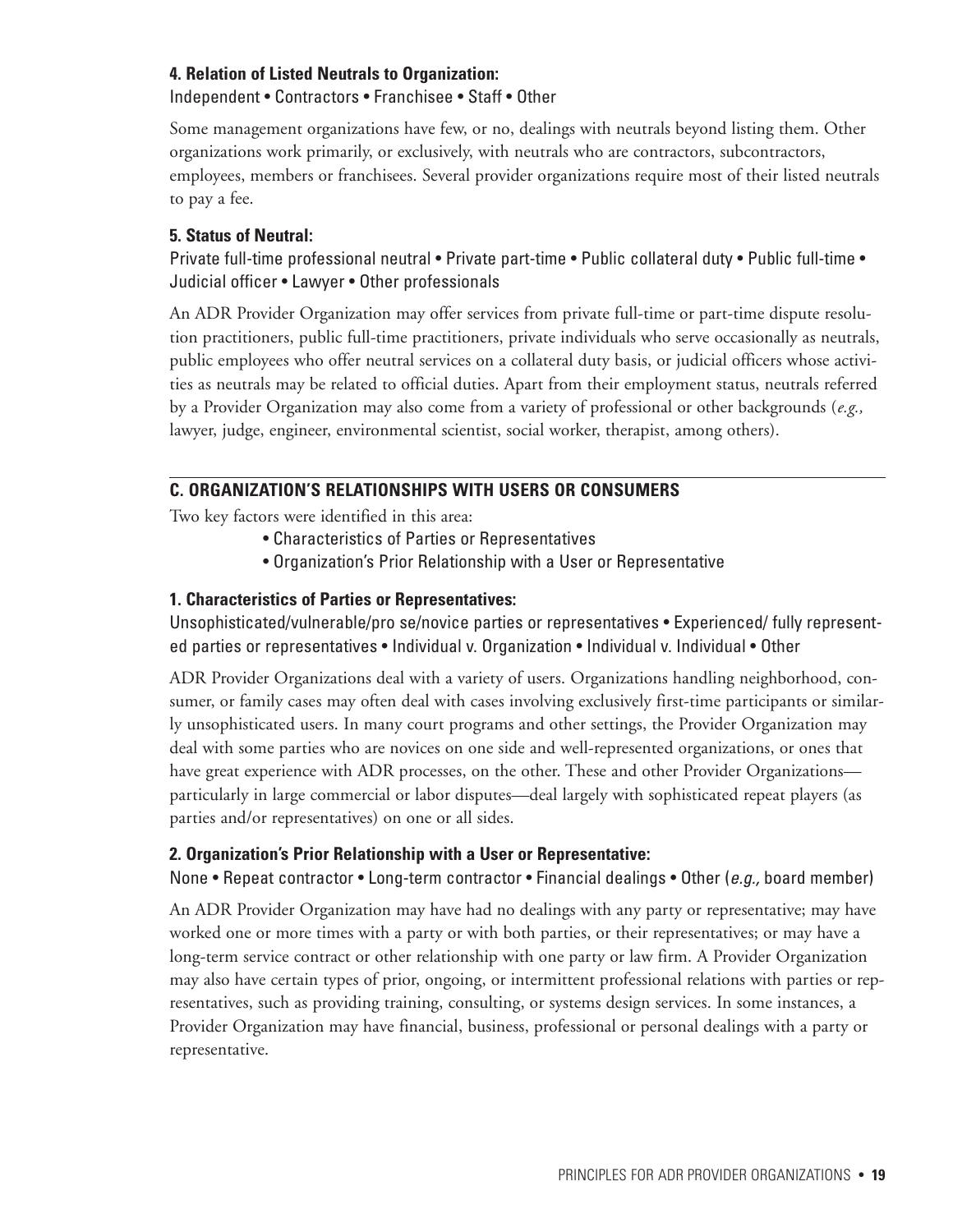#### 4. Relation of Listed Neutrals to Organization:

Independent • Contractors • Franchisee • Staff • Other

Some management organizations have few, or no, dealings with neutrals beyond listing them. Other organizations work primarily, or exclusively, with neutrals who are contractors, subcontractors, employees, members or franchisees. Several provider organizations require most of their listed neutrals to pay a fee.

#### 5. Status of Neutral:

Private full-time professional neutral • Private part-time • Public collateral duty • Public full-time • Judicial officer • Lawyer • Other professionals

An ADR Provider Organization may offer services from private full-time or part-time dispute resolution practitioners, public full-time practitioners, private individuals who serve occasionally as neutrals, public employees who offer neutral services on a collateral duty basis, or judicial officers whose activities as neutrals may be related to official duties. Apart from their employment status, neutrals referred by a Provider Organization may also come from a variety of professional or other backgrounds (*e.g.,* lawyer, judge, engineer, environmental scientist, social worker, therapist, among others).

### C. ORGANIZATION'S RELATIONSHIPS WITH USERS OR CONSUMERS

Two key factors were identified in this area:

- Characteristics of Parties or Representatives
- Organization's Prior Relationship with a User or Representative

#### 1. Characteristics of Parties or Representatives:

Unsophisticated/vulnerable/pro se/novice parties or representatives • Experienced/ fully represented parties or representatives • Individual v. Organization • Individual v. Individual • Other

ADR Provider Organizations deal with a variety of users. Organizations handling neighborhood, consumer, or family cases may often deal with cases involving exclusively first-time participants or similarly unsophisticated users. In many court programs and other settings, the Provider Organization may deal with some parties who are novices on one side and well-represented organizations, or ones that have great experience with ADR processes, on the other. These and other Provider Organizations—particularly in large commercial or labor disputes—deal largely with sophisticated repeat players (as parties and/or representatives) on one or all sides.

#### 2. Organization's Prior Relationship with a User or Representative:

None • Repeat contractor • Long-term contractor • Financial dealings • Other (*e.g.,* board member)

An ADR Provider Organization may have had no dealings with any party or representative; may have worked one or more times with a party or with both parties, or their representatives; or may have a long-term service contract or other relationship with one party or law firm. A Provider Organization may also have certain types of prior, ongoing, or intermittent professional relations with parties or representatives, such as providing training, consulting, or systems design services. In some instances, a Provider Organization may have financial, business, professional or personal dealings with a party or representative.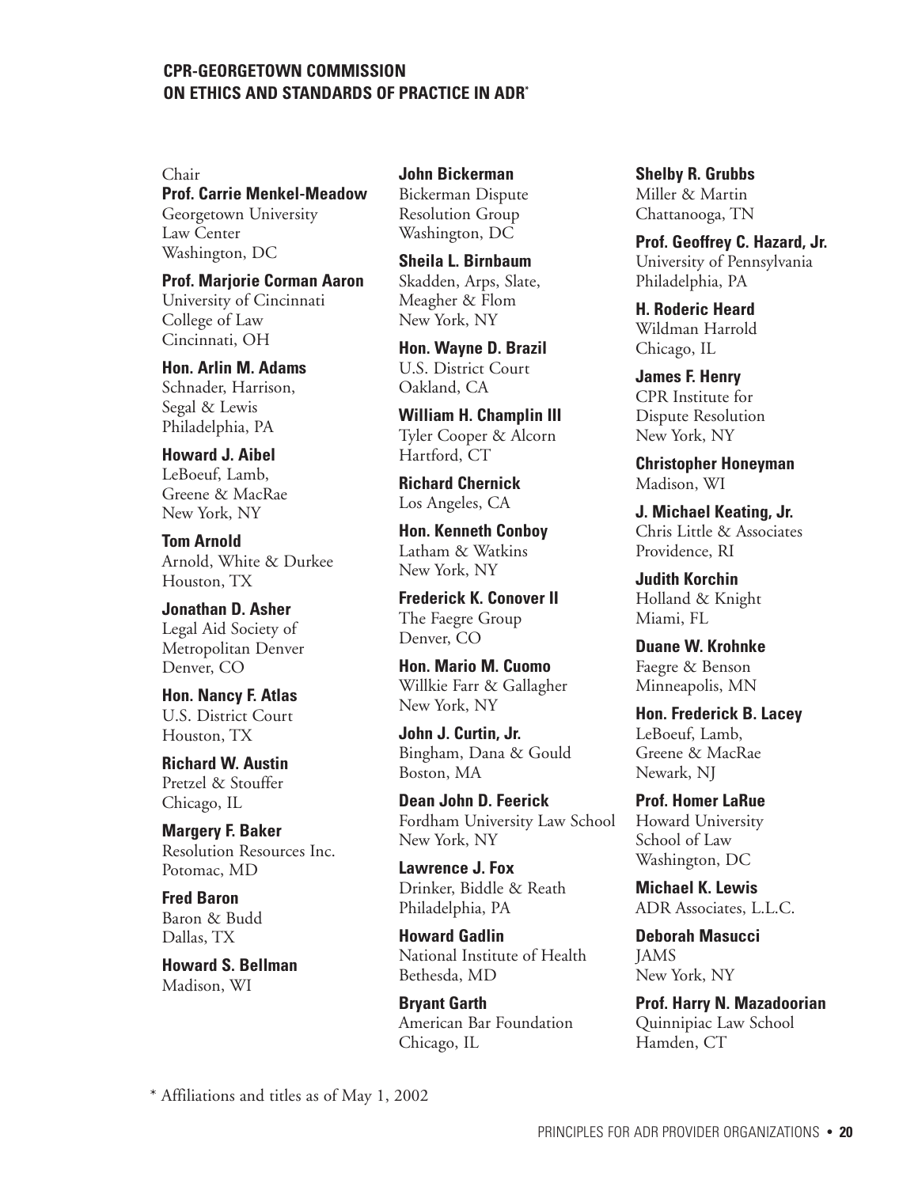## CPR-GEORGETOWN COMMISSION ON ETHICS AND STANDARDS OF PRACTICE IN ADR*

Chair
**Prof. Carrie Menkel-Meadow**
Georgetown University
Law Center
Washington, DC

**Prof. Marjorie Corman Aaron**
University of Cincinnati
College of Law
Cincinnati, OH

**Hon. Arlin M. Adams**
Schnader, Harrison,
Segal & Lewis
Philadelphia, PA

**Howard J. Aibel**
LeBoeuf, Lamb,
Greene & MacRae
New York, NY

**Tom Arnold**
Arnold, White & Durkee
Houston, TX

**Jonathan D. Asher**
Legal Aid Society of
Metropolitan Denver
Denver, CO

**Hon. Nancy F. Atlas**
U.S. District Court
Houston, TX

**Richard W. Austin**
Pretzel & Stouffer
Chicago, IL

**Margery F. Baker**
Resolution Resources Inc.
Potomac, MD

**Fred Baron**
Baron & Budd
Dallas, TX

**Howard S. Bellman**
Madison, WI

**John Bickerman**
Bickerman Dispute
Resolution Group
Washington, DC

**Sheila L. Birnbaum**
Skadden, Arps, Slate,
Meagher & Flom
New York, NY

**Hon. Wayne D. Brazil**
U.S. District Court
Oakland, CA

**William H. Champlin III**
Tyler Cooper & Alcorn
Hartford, CT

**Richard Chernick**
Los Angeles, CA

**Hon. Kenneth Conboy**
Latham & Watkins
New York, NY

**Frederick K. Conover II**
The Faegre Group
Denver, CO

**Hon. Mario M. Cuomo**
Willkie Farr & Gallagher
New York, NY

**John J. Curtin, Jr.**
Bingham, Dana & Gould
Boston, MA

**Dean John D. Feerick**
Fordham University Law School
New York, NY

**Lawrence J. Fox**
Drinker, Biddle & Reath
Philadelphia, PA

**Howard Gadlin**
National Institute of Health
Bethesda, MD

**Bryant Garth**
American Bar Foundation
Chicago, IL

**Shelby R. Grubbs**
Miller & Martin
Chattanooga, TN

**Prof. Geoffrey C. Hazard, Jr.**
University of Pennsylvania
Philadelphia, PA

**H. Roderic Heard**
Wildman Harrold
Chicago, IL

**James F. Henry**
CPR Institute for
Dispute Resolution
New York, NY

**Christopher Honeyman**
Madison, WI

**J. Michael Keating, Jr.**
Chris Little & Associates
Providence, RI

**Judith Korchin**
Holland & Knight
Miami, FL

**Duane W. Krohnke**
Faegre & Benson
Minneapolis, MN

**Hon. Frederick B. Lacey**
LeBoeuf, Lamb,
Greene & MacRae
Newark, NJ

**Prof. Homer LaRue**
Howard University
School of Law
Washington, DC

**Michael K. Lewis**
ADR Associates, L.L.C.

**Deborah Masucci**
JAMS
New York, NY

**Prof. Harry N. Mazadoorian**
Quinnipiac Law School
Hamden, CT

\* Affiliations and titles as of May 1, 2002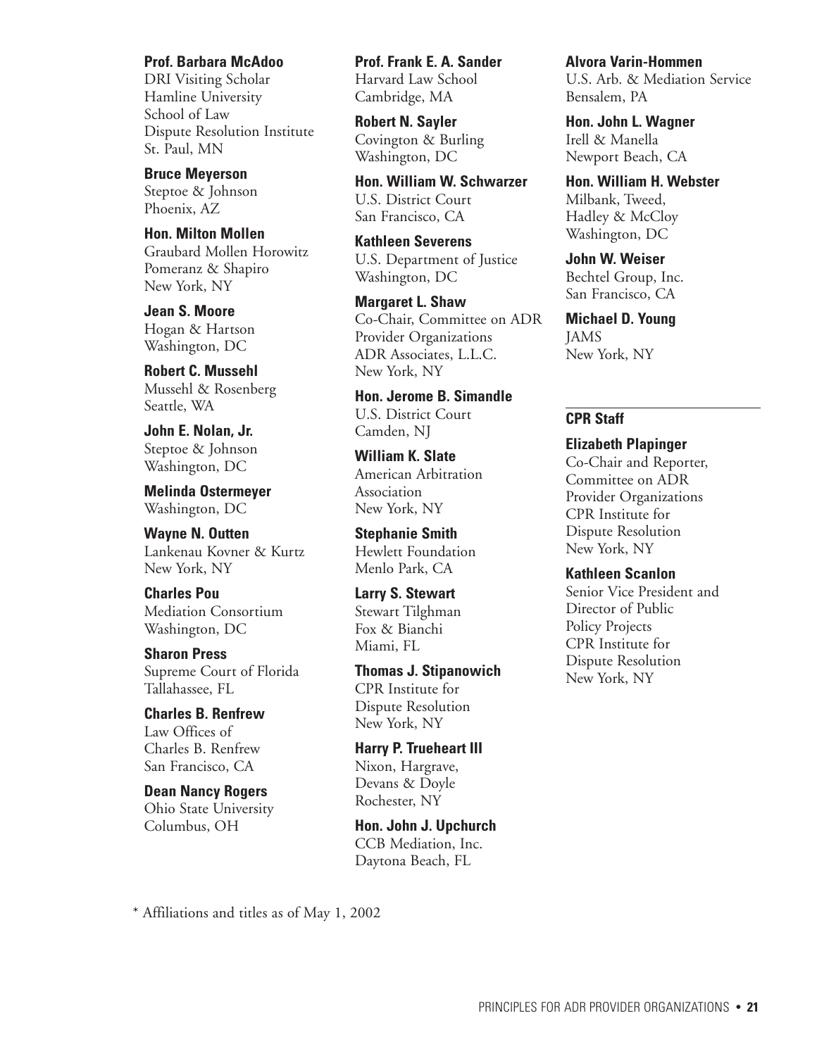**Prof. Barbara McAdoo**
DRI Visiting Scholar
Hamline University
School of Law
Dispute Resolution Institute
St. Paul, MN

**Bruce Meyerson**
Steptoe & Johnson
Phoenix, AZ

**Hon. Milton Mollen**
Graubard Mollen Horowitz
Pomeranz & Shapiro
New York, NY

**Jean S. Moore**
Hogan & Hartson
Washington, DC

**Robert C. Mussehl**
Mussehl & Rosenberg
Seattle, WA

**John E. Nolan, Jr.**
Steptoe & Johnson
Washington, DC

**Melinda Ostermeyer**
Washington, DC

**Wayne N. Outten**
Lankenau Kovner & Kurtz
New York, NY

**Charles Pou**
Mediation Consortium
Washington, DC

**Sharon Press**
Supreme Court of Florida
Tallahassee, FL

**Charles B. Renfrew**
Law Offices of
Charles B. Renfrew
San Francisco, CA

**Dean Nancy Rogers**
Ohio State University
Columbus, OH

**Prof. Frank E. A. Sander**
Harvard Law School
Cambridge, MA

**Robert N. Sayler**
Covington & Burling
Washington, DC

**Hon. William W. Schwarzer**
U.S. District Court
San Francisco, CA

**Kathleen Severens**
U.S. Department of Justice
Washington, DC

**Margaret L. Shaw**
Co-Chair, Committee on ADR
Provider Organizations
ADR Associates, L.L.C.
New York, NY

**Hon. Jerome B. Simandle**
U.S. District Court
Camden, NJ

**William K. Slate**
American Arbitration
Association
New York, NY

**Stephanie Smith**
Hewlett Foundation
Menlo Park, CA

**Larry S. Stewart**
Stewart Tilghman
Fox & Bianchi
Miami, FL

**Thomas J. Stipanowich**
CPR Institute for
Dispute Resolution
New York, NY

**Harry P. Trueheart III**
Nixon, Hargrave,
Devans & Doyle
Rochester, NY

**Hon. John J. Upchurch**
CCB Mediation, Inc.
Daytona Beach, FL

**Alvora Varin-Hommen**
U.S. Arb. & Mediation Service
Bensalem, PA

**Hon. John L. Wagner**
Irell & Manella
Newport Beach, CA

**Hon. William H. Webster**
Milbank, Tweed,
Hadley & McCloy
Washington, DC

**John W. Weiser**
Bechtel Group, Inc.
San Francisco, CA

**Michael D. Young**
JAMS
New York, NY

### CPR Staff

**Elizabeth Plapinger**
Co-Chair and Reporter,
Committee on ADR
Provider Organizations
CPR Institute for
Dispute Resolution
New York, NY

**Kathleen Scanlon**
Senior Vice President and
Director of Public
Policy Projects
CPR Institute for
Dispute Resolution
New York, NY

\* Affiliations and titles as of May 1, 2002